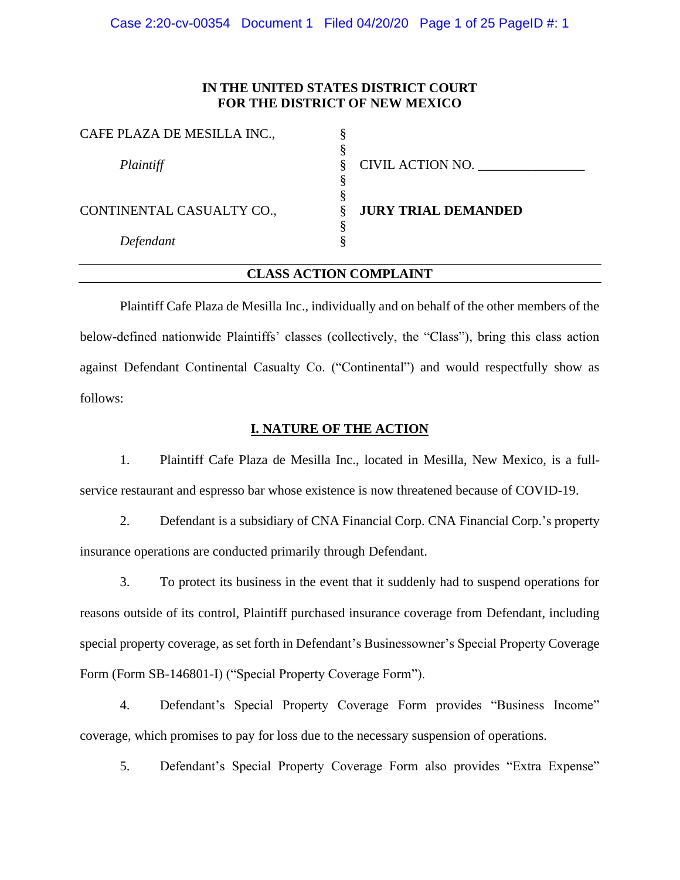**IN THE UNITED STATES DISTRICT COURT**
**FOR THE DISTRICT OF NEW MEXICO**

| | | |
|---|---|---|
| CAFE PLAZA DE MESILLA INC., | § | |
| | § | |
| *Plaintiff* | § | CIVIL ACTION NO. _______________ |
| | § | |
| | § | |
| CONTINENTAL CASUALTY CO., | § | **JURY TRIAL DEMANDED** |
| | § | |
| *Defendant* | § | |

## CLASS ACTION COMPLAINT

Plaintiff Cafe Plaza de Mesilla Inc., individually and on behalf of the other members of the below-defined nationwide Plaintiffs' classes (collectively, the "Class"), bring this class action against Defendant Continental Casualty Co. ("Continental") and would respectfully show as follows:

## I. NATURE OF THE ACTION

1. Plaintiff Cafe Plaza de Mesilla Inc., located in Mesilla, New Mexico, is a full-service restaurant and espresso bar whose existence is now threatened because of COVID-19.

2. Defendant is a subsidiary of CNA Financial Corp. CNA Financial Corp.'s property insurance operations are conducted primarily through Defendant.

3. To protect its business in the event that it suddenly had to suspend operations for reasons outside of its control, Plaintiff purchased insurance coverage from Defendant, including special property coverage, as set forth in Defendant's Businessowner's Special Property Coverage Form (Form SB-146801-I) ("Special Property Coverage Form").

4. Defendant's Special Property Coverage Form provides "Business Income" coverage, which promises to pay for loss due to the necessary suspension of operations.

5. Defendant's Special Property Coverage Form also provides "Extra Expense"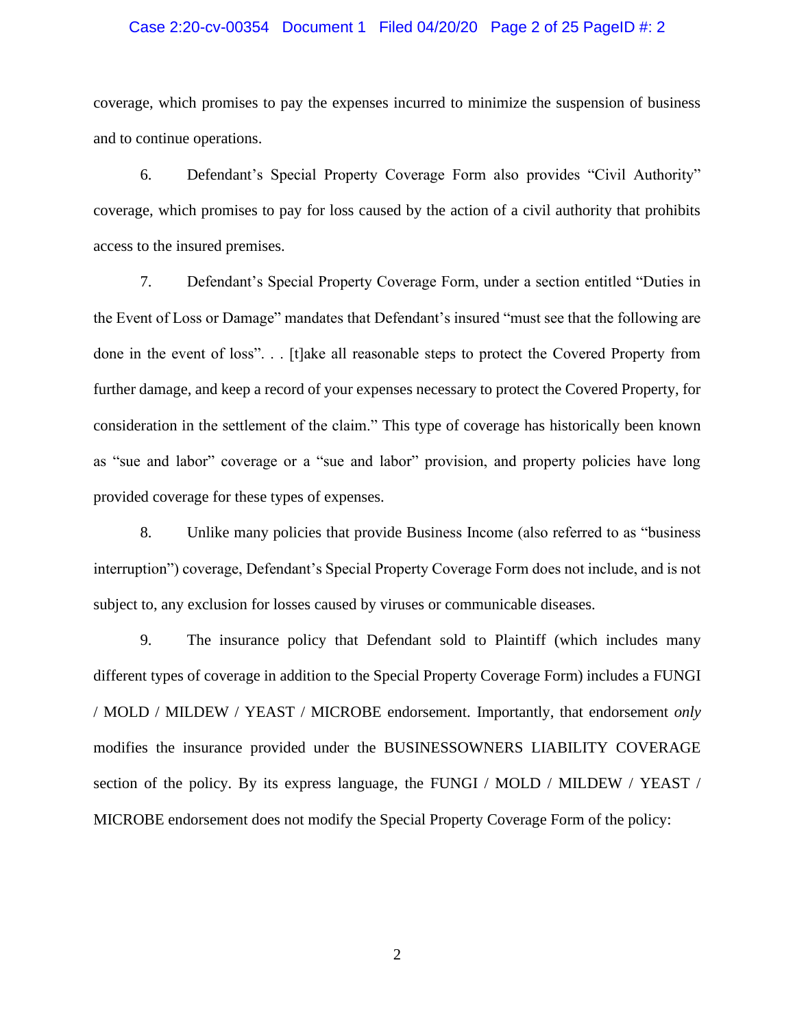coverage, which promises to pay the expenses incurred to minimize the suspension of business and to continue operations.

6. Defendant's Special Property Coverage Form also provides "Civil Authority" coverage, which promises to pay for loss caused by the action of a civil authority that prohibits access to the insured premises.

7. Defendant's Special Property Coverage Form, under a section entitled "Duties in the Event of Loss or Damage" mandates that Defendant's insured "must see that the following are done in the event of loss". . . [t]ake all reasonable steps to protect the Covered Property from further damage, and keep a record of your expenses necessary to protect the Covered Property, for consideration in the settlement of the claim." This type of coverage has historically been known as "sue and labor" coverage or a "sue and labor" provision, and property policies have long provided coverage for these types of expenses.

8. Unlike many policies that provide Business Income (also referred to as "business interruption") coverage, Defendant's Special Property Coverage Form does not include, and is not subject to, any exclusion for losses caused by viruses or communicable diseases.

9. The insurance policy that Defendant sold to Plaintiff (which includes many different types of coverage in addition to the Special Property Coverage Form) includes a FUNGI / MOLD / MILDEW / YEAST / MICROBE endorsement. Importantly, that endorsement *only* modifies the insurance provided under the BUSINESSOWNERS LIABILITY COVERAGE section of the policy. By its express language, the FUNGI / MOLD / MILDEW / YEAST / MICROBE endorsement does not modify the Special Property Coverage Form of the policy: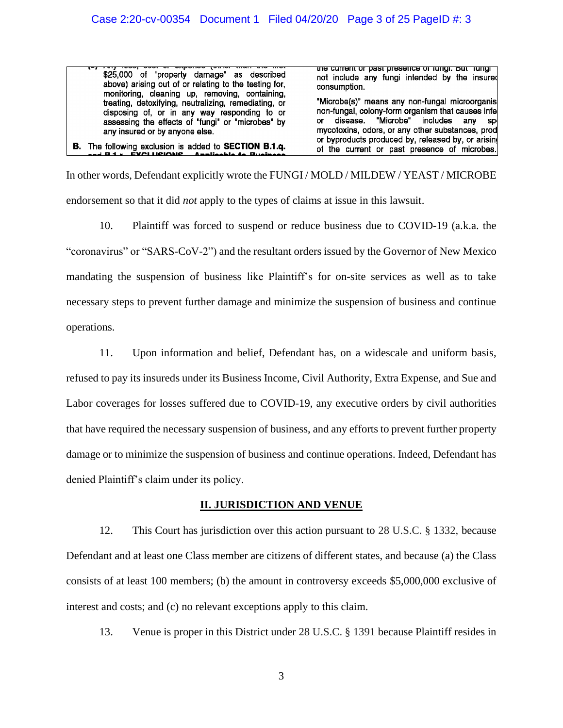| (c) Any loss, cost or expense (other than the first $25,000 of "property damage" as described above) arising out of or relating to the testing for, monitoring, cleaning up, removing, containing, treating, detoxifying, neutralizing, remediating, or disposing of, or in any way responding to or assessing the effects of "fungi" or "microbes" by any insured or by anyone else.<br><br>**B.** The following exclusion is added to **SECTION B.1.q.** and **B.1.r. EXCLUSIONS – Applicable to Business** | the current or past presence of fungi. But "fungi" not include any fungi intended by the insured consumption.<br><br>"Microbe(s)" means any non-fungal microorganis non-fungal, colony-form organism that causes infe or disease. "Microbe" includes any sp mycotoxins, odors, or any other substances, prod or byproducts produced by, released by, or arising of the current or past presence of microbes. |
|---|---|

In other words, Defendant explicitly wrote the FUNGI / MOLD / MILDEW / YEAST / MICROBE endorsement so that it did *not* apply to the types of claims at issue in this lawsuit.

10. Plaintiff was forced to suspend or reduce business due to COVID-19 (a.k.a. the "coronavirus" or "SARS-CoV-2") and the resultant orders issued by the Governor of New Mexico mandating the suspension of business like Plaintiff's for on-site services as well as to take necessary steps to prevent further damage and minimize the suspension of business and continue operations.

11. Upon information and belief, Defendant has, on a widescale and uniform basis, refused to pay its insureds under its Business Income, Civil Authority, Extra Expense, and Sue and Labor coverages for losses suffered due to COVID-19, any executive orders by civil authorities that have required the necessary suspension of business, and any efforts to prevent further property damage or to minimize the suspension of business and continue operations. Indeed, Defendant has denied Plaintiff's claim under its policy.

## II. JURISDICTION AND VENUE

12. This Court has jurisdiction over this action pursuant to 28 U.S.C. § 1332, because Defendant and at least one Class member are citizens of different states, and because (a) the Class consists of at least 100 members; (b) the amount in controversy exceeds $5,000,000 exclusive of interest and costs; and (c) no relevant exceptions apply to this claim.

13. Venue is proper in this District under 28 U.S.C. § 1391 because Plaintiff resides in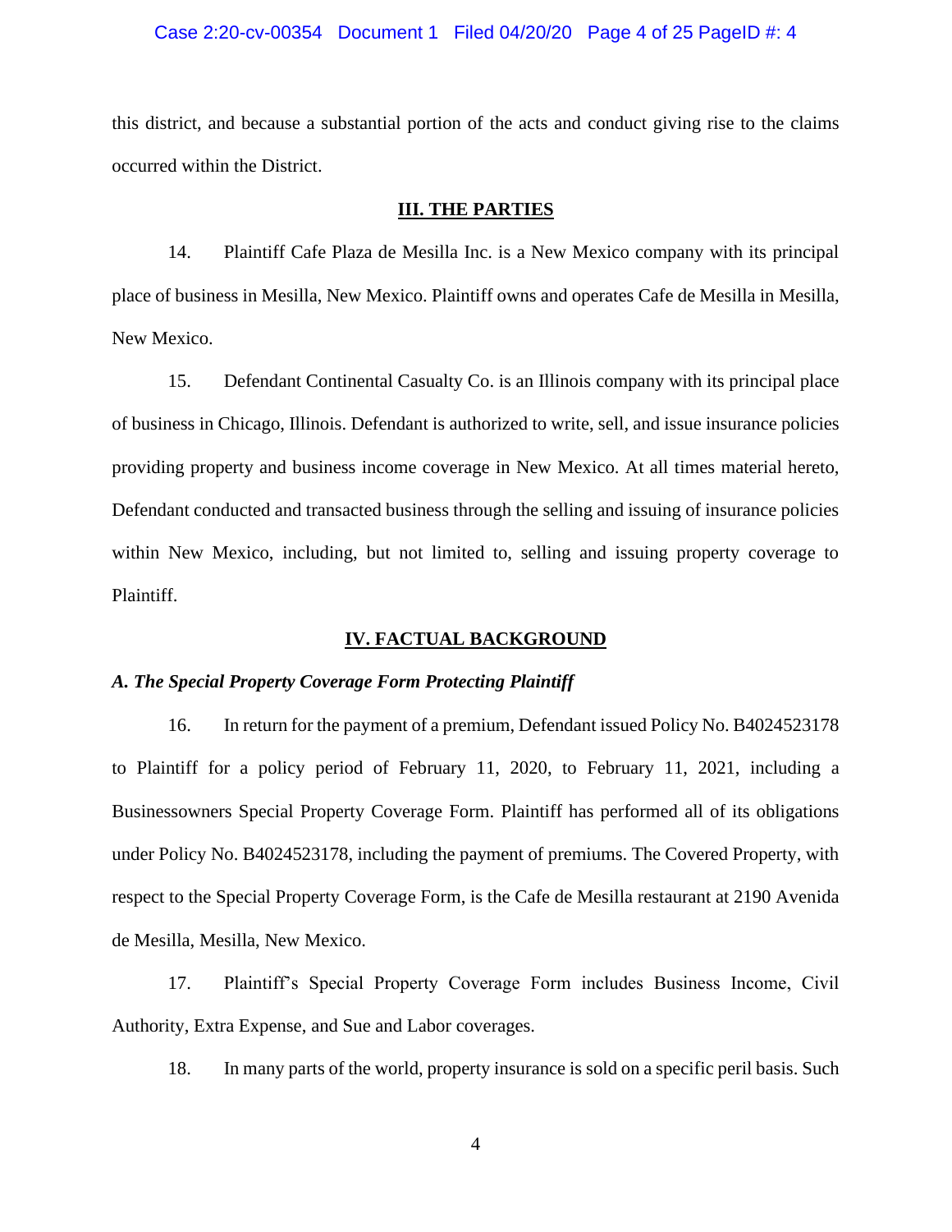this district, and because a substantial portion of the acts and conduct giving rise to the claims occurred within the District.

## III. THE PARTIES

14. Plaintiff Cafe Plaza de Mesilla Inc. is a New Mexico company with its principal place of business in Mesilla, New Mexico. Plaintiff owns and operates Cafe de Mesilla in Mesilla, New Mexico.

15. Defendant Continental Casualty Co. is an Illinois company with its principal place of business in Chicago, Illinois. Defendant is authorized to write, sell, and issue insurance policies providing property and business income coverage in New Mexico. At all times material hereto, Defendant conducted and transacted business through the selling and issuing of insurance policies within New Mexico, including, but not limited to, selling and issuing property coverage to Plaintiff.

## IV. FACTUAL BACKGROUND

### *A. The Special Property Coverage Form Protecting Plaintiff*

16. In return for the payment of a premium, Defendant issued Policy No. B4024523178 to Plaintiff for a policy period of February 11, 2020, to February 11, 2021, including a Businessowners Special Property Coverage Form. Plaintiff has performed all of its obligations under Policy No. B4024523178, including the payment of premiums. The Covered Property, with respect to the Special Property Coverage Form, is the Cafe de Mesilla restaurant at 2190 Avenida de Mesilla, Mesilla, New Mexico.

17. Plaintiff's Special Property Coverage Form includes Business Income, Civil Authority, Extra Expense, and Sue and Labor coverages.

18. In many parts of the world, property insurance is sold on a specific peril basis. Such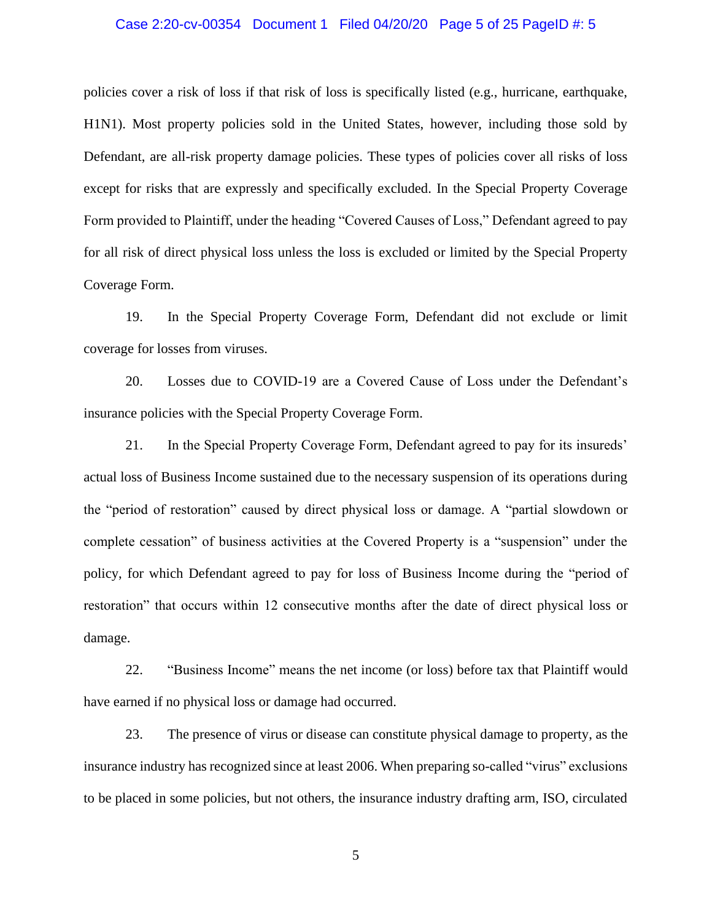policies cover a risk of loss if that risk of loss is specifically listed (e.g., hurricane, earthquake, H1N1). Most property policies sold in the United States, however, including those sold by Defendant, are all-risk property damage policies. These types of policies cover all risks of loss except for risks that are expressly and specifically excluded. In the Special Property Coverage Form provided to Plaintiff, under the heading "Covered Causes of Loss," Defendant agreed to pay for all risk of direct physical loss unless the loss is excluded or limited by the Special Property Coverage Form.

19. In the Special Property Coverage Form, Defendant did not exclude or limit coverage for losses from viruses.

20. Losses due to COVID-19 are a Covered Cause of Loss under the Defendant's insurance policies with the Special Property Coverage Form.

21. In the Special Property Coverage Form, Defendant agreed to pay for its insureds' actual loss of Business Income sustained due to the necessary suspension of its operations during the "period of restoration" caused by direct physical loss or damage. A "partial slowdown or complete cessation" of business activities at the Covered Property is a "suspension" under the policy, for which Defendant agreed to pay for loss of Business Income during the "period of restoration" that occurs within 12 consecutive months after the date of direct physical loss or damage.

22. "Business Income" means the net income (or loss) before tax that Plaintiff would have earned if no physical loss or damage had occurred.

23. The presence of virus or disease can constitute physical damage to property, as the insurance industry has recognized since at least 2006. When preparing so-called "virus" exclusions to be placed in some policies, but not others, the insurance industry drafting arm, ISO, circulated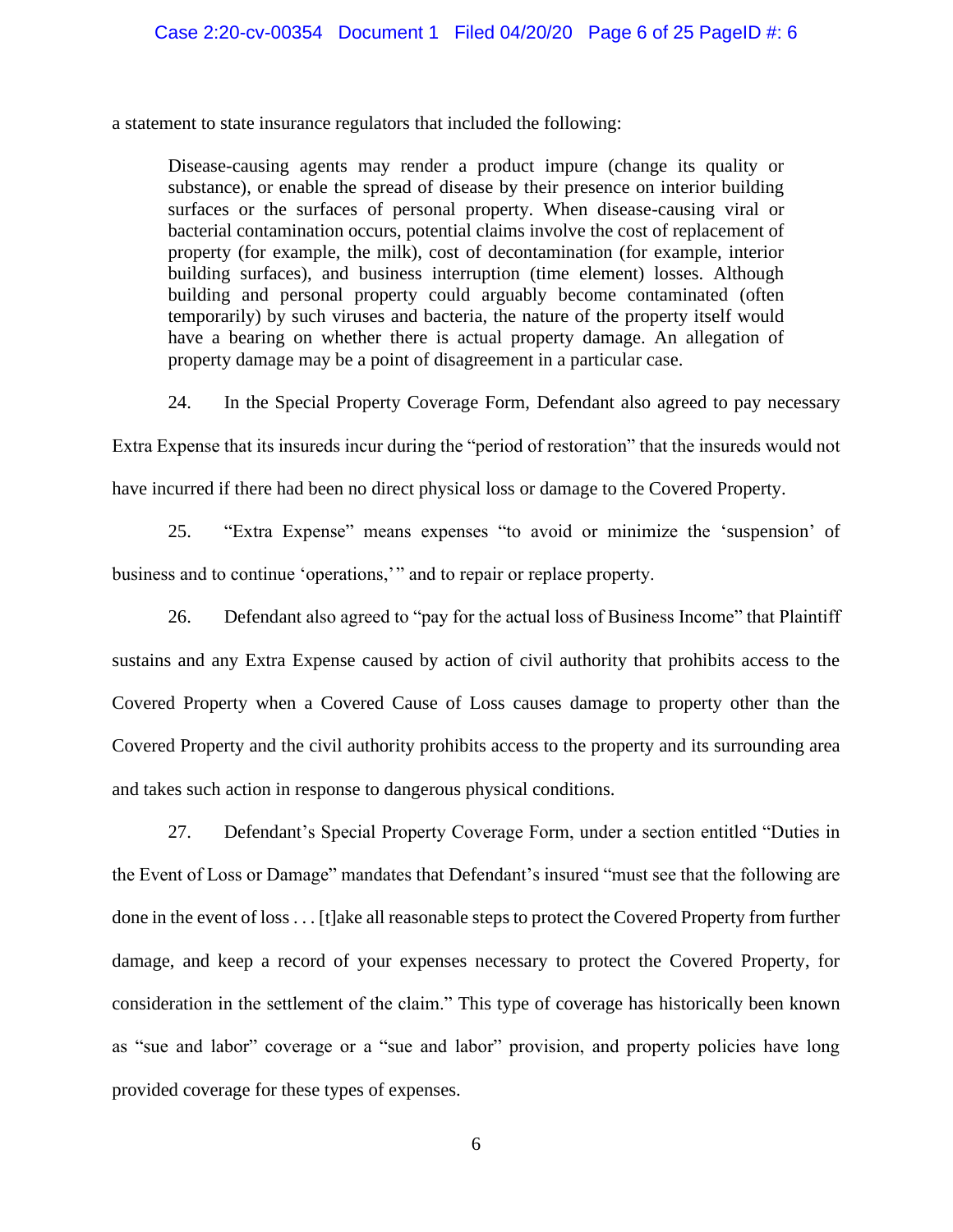a statement to state insurance regulators that included the following:

> Disease-causing agents may render a product impure (change its quality or substance), or enable the spread of disease by their presence on interior building surfaces or the surfaces of personal property. When disease-causing viral or bacterial contamination occurs, potential claims involve the cost of replacement of property (for example, the milk), cost of decontamination (for example, interior building surfaces), and business interruption (time element) losses. Although building and personal property could arguably become contaminated (often temporarily) by such viruses and bacteria, the nature of the property itself would have a bearing on whether there is actual property damage. An allegation of property damage may be a point of disagreement in a particular case.

24. In the Special Property Coverage Form, Defendant also agreed to pay necessary Extra Expense that its insureds incur during the "period of restoration" that the insureds would not have incurred if there had been no direct physical loss or damage to the Covered Property.

25. "Extra Expense" means expenses "to avoid or minimize the 'suspension' of business and to continue 'operations,'" and to repair or replace property.

26. Defendant also agreed to "pay for the actual loss of Business Income" that Plaintiff sustains and any Extra Expense caused by action of civil authority that prohibits access to the Covered Property when a Covered Cause of Loss causes damage to property other than the Covered Property and the civil authority prohibits access to the property and its surrounding area and takes such action in response to dangerous physical conditions.

27. Defendant's Special Property Coverage Form, under a section entitled "Duties in the Event of Loss or Damage" mandates that Defendant's insured "must see that the following are done in the event of loss . . . [t]ake all reasonable steps to protect the Covered Property from further damage, and keep a record of your expenses necessary to protect the Covered Property, for consideration in the settlement of the claim." This type of coverage has historically been known as "sue and labor" coverage or a "sue and labor" provision, and property policies have long provided coverage for these types of expenses.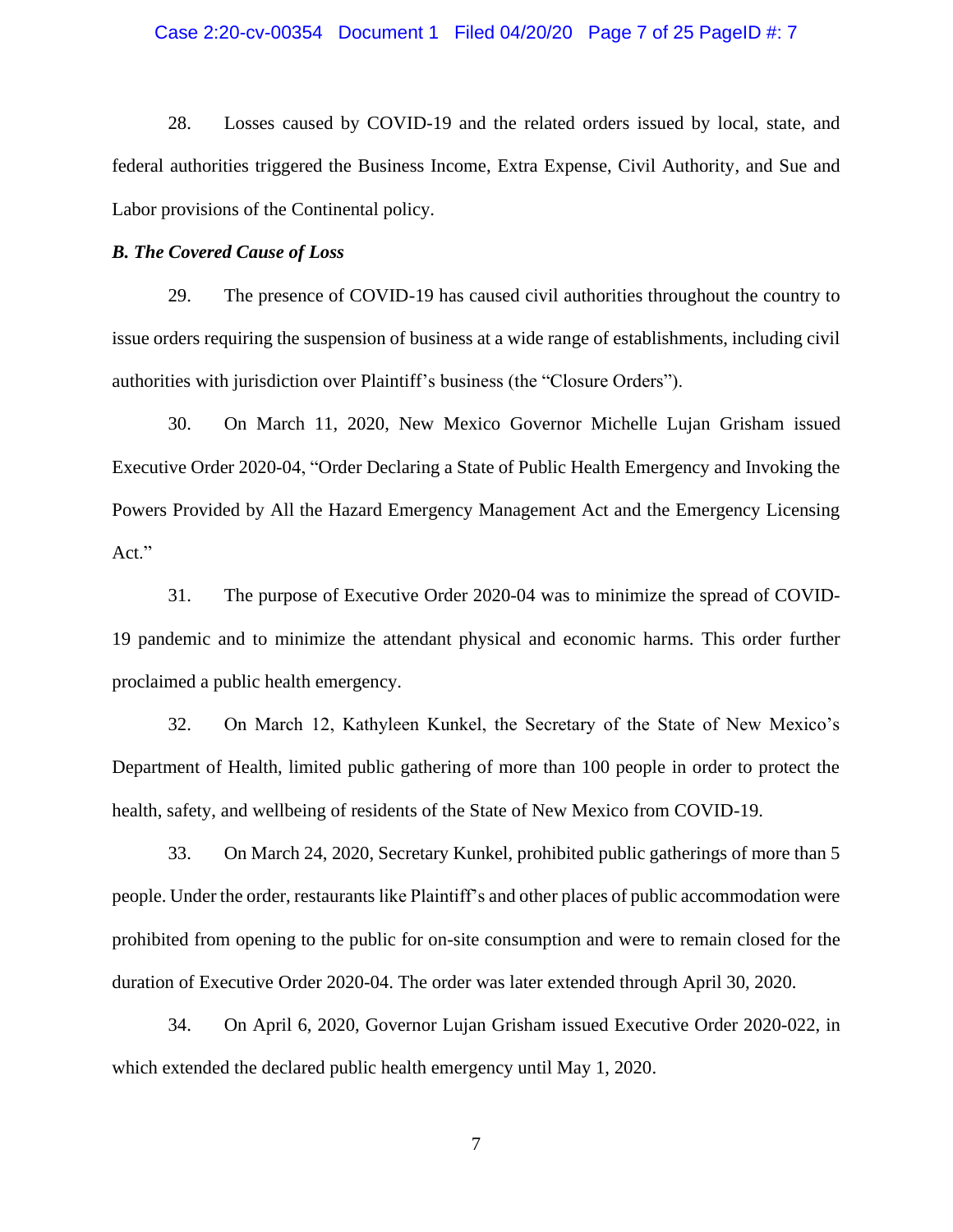28. Losses caused by COVID-19 and the related orders issued by local, state, and federal authorities triggered the Business Income, Extra Expense, Civil Authority, and Sue and Labor provisions of the Continental policy.

***B. The Covered Cause of Loss***

29. The presence of COVID-19 has caused civil authorities throughout the country to issue orders requiring the suspension of business at a wide range of establishments, including civil authorities with jurisdiction over Plaintiff's business (the "Closure Orders").

30. On March 11, 2020, New Mexico Governor Michelle Lujan Grisham issued Executive Order 2020-04, "Order Declaring a State of Public Health Emergency and Invoking the Powers Provided by All the Hazard Emergency Management Act and the Emergency Licensing Act."

31. The purpose of Executive Order 2020-04 was to minimize the spread of COVID-19 pandemic and to minimize the attendant physical and economic harms. This order further proclaimed a public health emergency.

32. On March 12, Kathyleen Kunkel, the Secretary of the State of New Mexico's Department of Health, limited public gathering of more than 100 people in order to protect the health, safety, and wellbeing of residents of the State of New Mexico from COVID-19.

33. On March 24, 2020, Secretary Kunkel, prohibited public gatherings of more than 5 people. Under the order, restaurants like Plaintiff's and other places of public accommodation were prohibited from opening to the public for on-site consumption and were to remain closed for the duration of Executive Order 2020-04. The order was later extended through April 30, 2020.

34. On April 6, 2020, Governor Lujan Grisham issued Executive Order 2020-022, in which extended the declared public health emergency until May 1, 2020.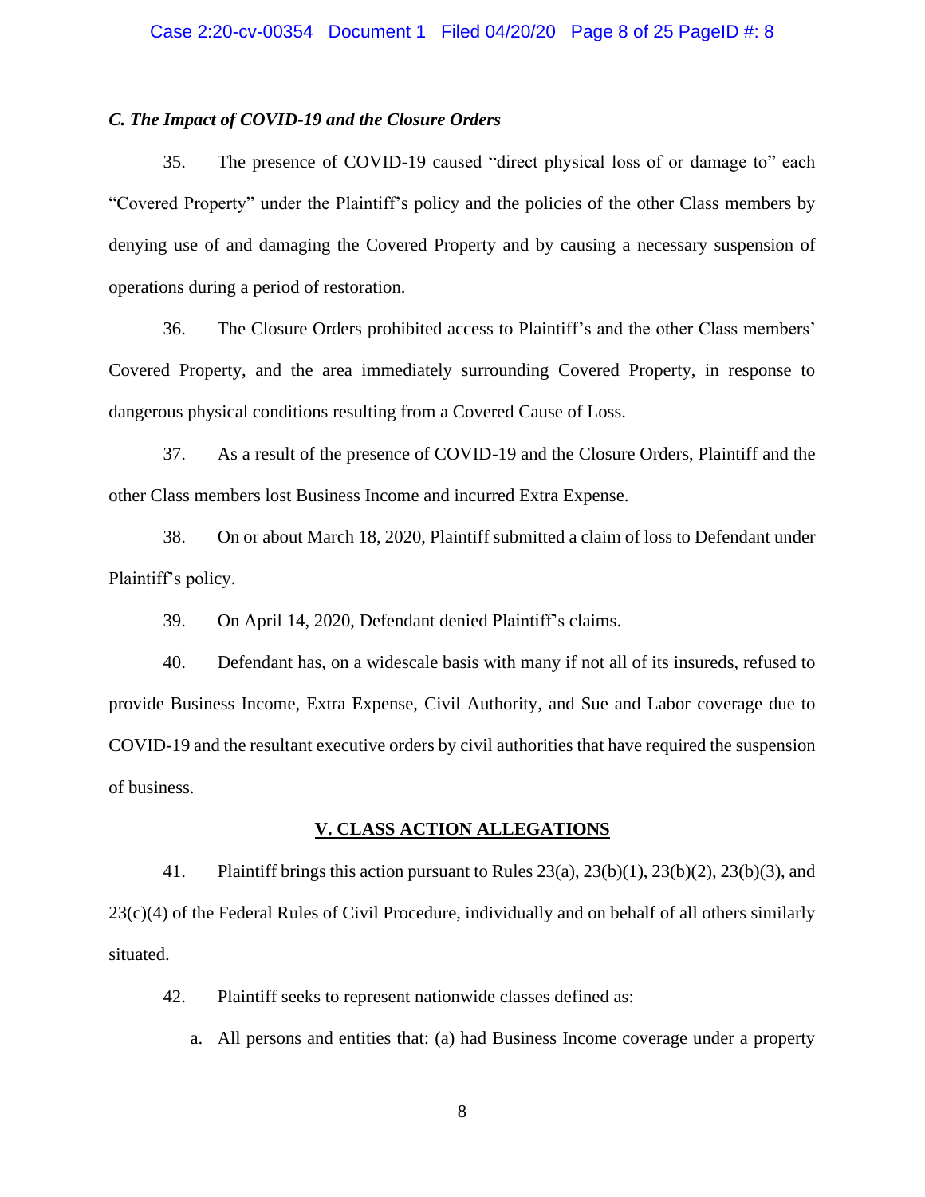*C. The Impact of COVID-19 and the Closure Orders*

35. The presence of COVID-19 caused "direct physical loss of or damage to" each "Covered Property" under the Plaintiff's policy and the policies of the other Class members by denying use of and damaging the Covered Property and by causing a necessary suspension of operations during a period of restoration.

36. The Closure Orders prohibited access to Plaintiff's and the other Class members' Covered Property, and the area immediately surrounding Covered Property, in response to dangerous physical conditions resulting from a Covered Cause of Loss.

37. As a result of the presence of COVID-19 and the Closure Orders, Plaintiff and the other Class members lost Business Income and incurred Extra Expense.

38. On or about March 18, 2020, Plaintiff submitted a claim of loss to Defendant under Plaintiff's policy.

39. On April 14, 2020, Defendant denied Plaintiff's claims.

40. Defendant has, on a widescale basis with many if not all of its insureds, refused to provide Business Income, Extra Expense, Civil Authority, and Sue and Labor coverage due to COVID-19 and the resultant executive orders by civil authorities that have required the suspension of business.

## V. CLASS ACTION ALLEGATIONS

41. Plaintiff brings this action pursuant to Rules 23(a), 23(b)(1), 23(b)(2), 23(b)(3), and 23(c)(4) of the Federal Rules of Civil Procedure, individually and on behalf of all others similarly situated.

42. Plaintiff seeks to represent nationwide classes defined as:

a. All persons and entities that: (a) had Business Income coverage under a property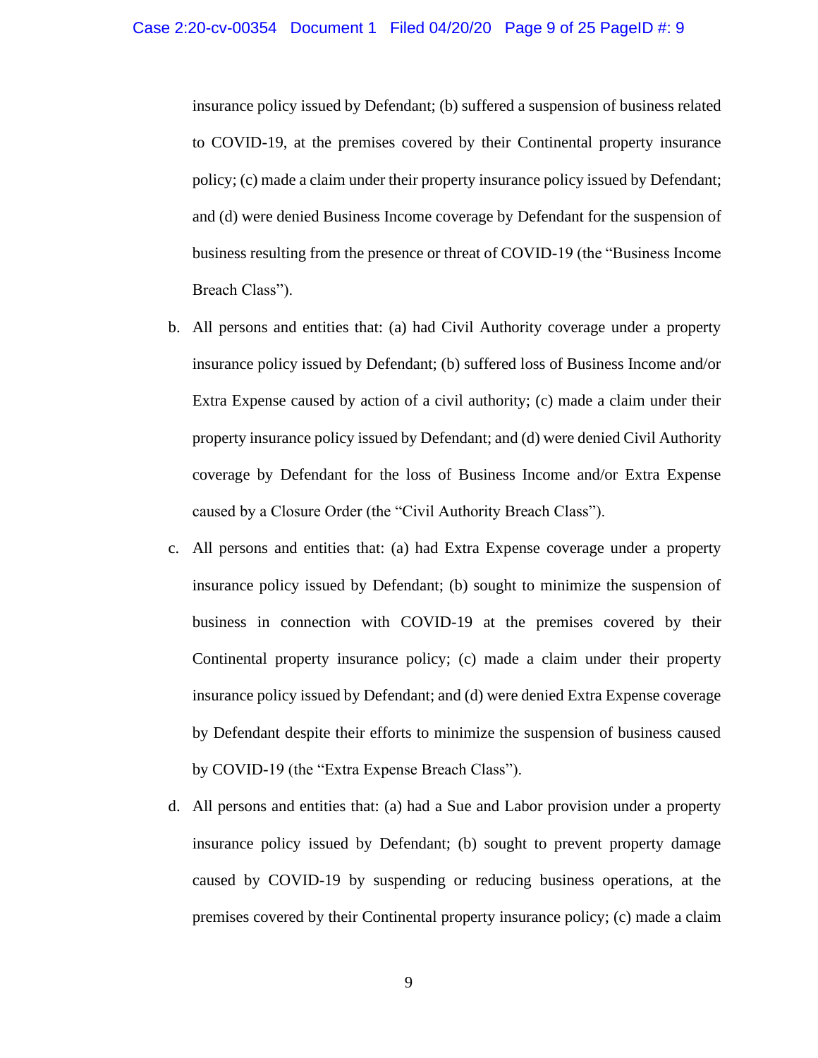insurance policy issued by Defendant; (b) suffered a suspension of business related to COVID-19, at the premises covered by their Continental property insurance policy; (c) made a claim under their property insurance policy issued by Defendant; and (d) were denied Business Income coverage by Defendant for the suspension of business resulting from the presence or threat of COVID-19 (the "Business Income Breach Class").

b. All persons and entities that: (a) had Civil Authority coverage under a property insurance policy issued by Defendant; (b) suffered loss of Business Income and/or Extra Expense caused by action of a civil authority; (c) made a claim under their property insurance policy issued by Defendant; and (d) were denied Civil Authority coverage by Defendant for the loss of Business Income and/or Extra Expense caused by a Closure Order (the "Civil Authority Breach Class").

c. All persons and entities that: (a) had Extra Expense coverage under a property insurance policy issued by Defendant; (b) sought to minimize the suspension of business in connection with COVID-19 at the premises covered by their Continental property insurance policy; (c) made a claim under their property insurance policy issued by Defendant; and (d) were denied Extra Expense coverage by Defendant despite their efforts to minimize the suspension of business caused by COVID-19 (the "Extra Expense Breach Class").

d. All persons and entities that: (a) had a Sue and Labor provision under a property insurance policy issued by Defendant; (b) sought to prevent property damage caused by COVID-19 by suspending or reducing business operations, at the premises covered by their Continental property insurance policy; (c) made a claim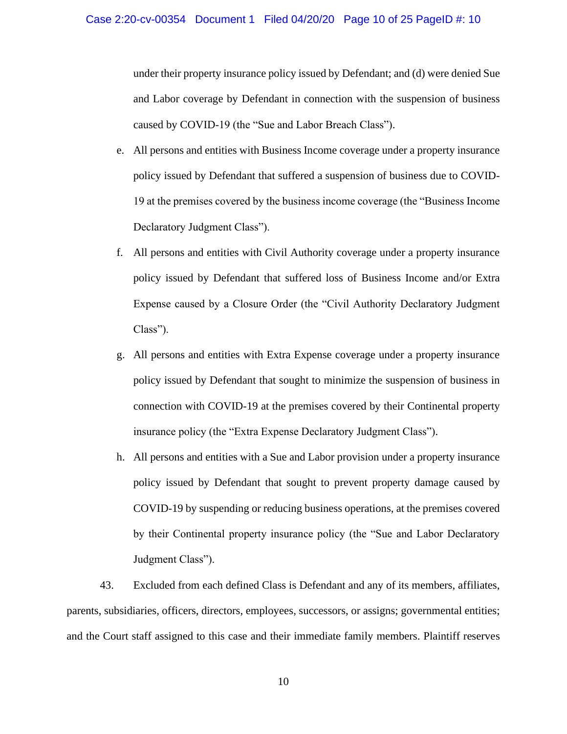under their property insurance policy issued by Defendant; and (d) were denied Sue and Labor coverage by Defendant in connection with the suspension of business caused by COVID-19 (the "Sue and Labor Breach Class").

e. All persons and entities with Business Income coverage under a property insurance policy issued by Defendant that suffered a suspension of business due to COVID-19 at the premises covered by the business income coverage (the "Business Income Declaratory Judgment Class").

f. All persons and entities with Civil Authority coverage under a property insurance policy issued by Defendant that suffered loss of Business Income and/or Extra Expense caused by a Closure Order (the "Civil Authority Declaratory Judgment Class").

g. All persons and entities with Extra Expense coverage under a property insurance policy issued by Defendant that sought to minimize the suspension of business in connection with COVID-19 at the premises covered by their Continental property insurance policy (the "Extra Expense Declaratory Judgment Class").

h. All persons and entities with a Sue and Labor provision under a property insurance policy issued by Defendant that sought to prevent property damage caused by COVID-19 by suspending or reducing business operations, at the premises covered by their Continental property insurance policy (the "Sue and Labor Declaratory Judgment Class").

43. Excluded from each defined Class is Defendant and any of its members, affiliates, parents, subsidiaries, officers, directors, employees, successors, or assigns; governmental entities; and the Court staff assigned to this case and their immediate family members. Plaintiff reserves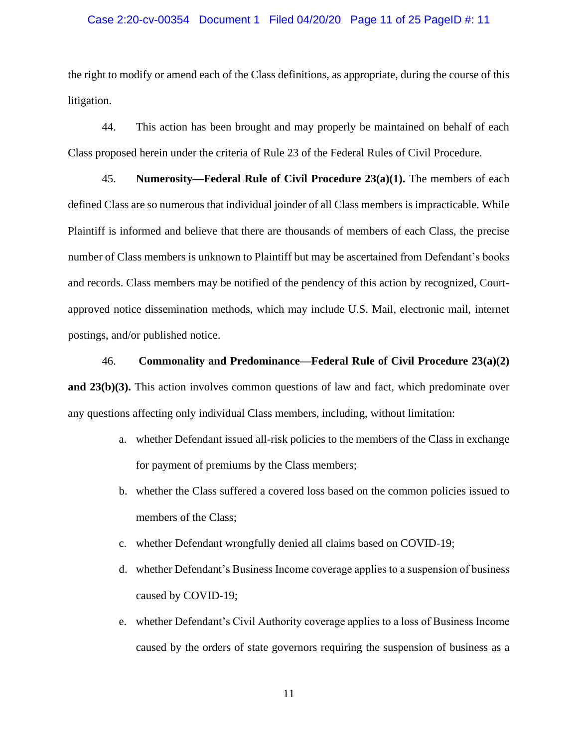the right to modify or amend each of the Class definitions, as appropriate, during the course of this litigation.

44. This action has been brought and may properly be maintained on behalf of each Class proposed herein under the criteria of Rule 23 of the Federal Rules of Civil Procedure.

45. **Numerosity—Federal Rule of Civil Procedure 23(a)(1).** The members of each defined Class are so numerous that individual joinder of all Class members is impracticable. While Plaintiff is informed and believe that there are thousands of members of each Class, the precise number of Class members is unknown to Plaintiff but may be ascertained from Defendant's books and records. Class members may be notified of the pendency of this action by recognized, Court-approved notice dissemination methods, which may include U.S. Mail, electronic mail, internet postings, and/or published notice.

46. **Commonality and Predominance—Federal Rule of Civil Procedure 23(a)(2) and 23(b)(3).** This action involves common questions of law and fact, which predominate over any questions affecting only individual Class members, including, without limitation:

a. whether Defendant issued all-risk policies to the members of the Class in exchange for payment of premiums by the Class members;

b. whether the Class suffered a covered loss based on the common policies issued to members of the Class;

c. whether Defendant wrongfully denied all claims based on COVID-19;

d. whether Defendant's Business Income coverage applies to a suspension of business caused by COVID-19;

e. whether Defendant's Civil Authority coverage applies to a loss of Business Income caused by the orders of state governors requiring the suspension of business as a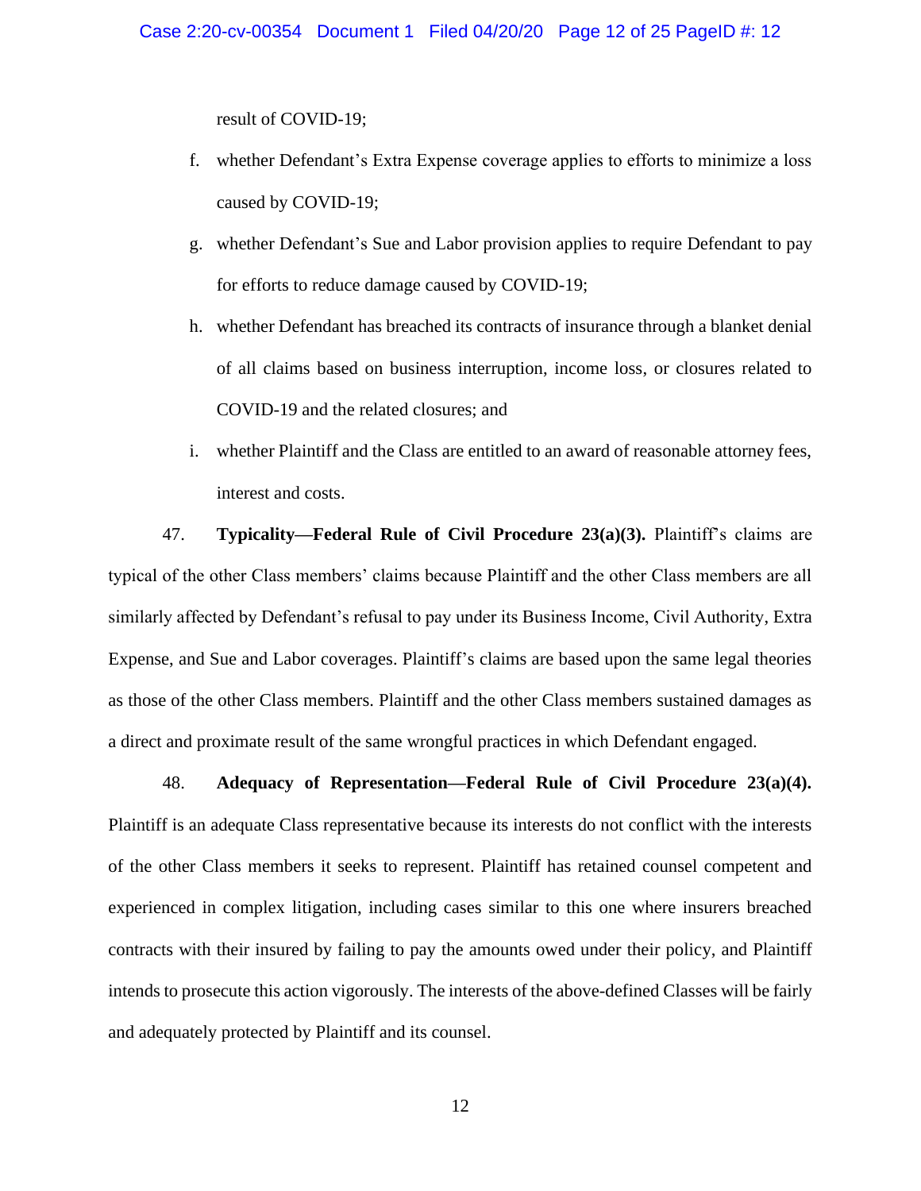result of COVID-19;

f. whether Defendant's Extra Expense coverage applies to efforts to minimize a loss caused by COVID-19;

g. whether Defendant's Sue and Labor provision applies to require Defendant to pay for efforts to reduce damage caused by COVID-19;

h. whether Defendant has breached its contracts of insurance through a blanket denial of all claims based on business interruption, income loss, or closures related to COVID-19 and the related closures; and

i. whether Plaintiff and the Class are entitled to an award of reasonable attorney fees, interest and costs.

47. **Typicality—Federal Rule of Civil Procedure 23(a)(3).** Plaintiff's claims are typical of the other Class members' claims because Plaintiff and the other Class members are all similarly affected by Defendant's refusal to pay under its Business Income, Civil Authority, Extra Expense, and Sue and Labor coverages. Plaintiff's claims are based upon the same legal theories as those of the other Class members. Plaintiff and the other Class members sustained damages as a direct and proximate result of the same wrongful practices in which Defendant engaged.

48. **Adequacy of Representation—Federal Rule of Civil Procedure 23(a)(4).** Plaintiff is an adequate Class representative because its interests do not conflict with the interests of the other Class members it seeks to represent. Plaintiff has retained counsel competent and experienced in complex litigation, including cases similar to this one where insurers breached contracts with their insured by failing to pay the amounts owed under their policy, and Plaintiff intends to prosecute this action vigorously. The interests of the above-defined Classes will be fairly and adequately protected by Plaintiff and its counsel.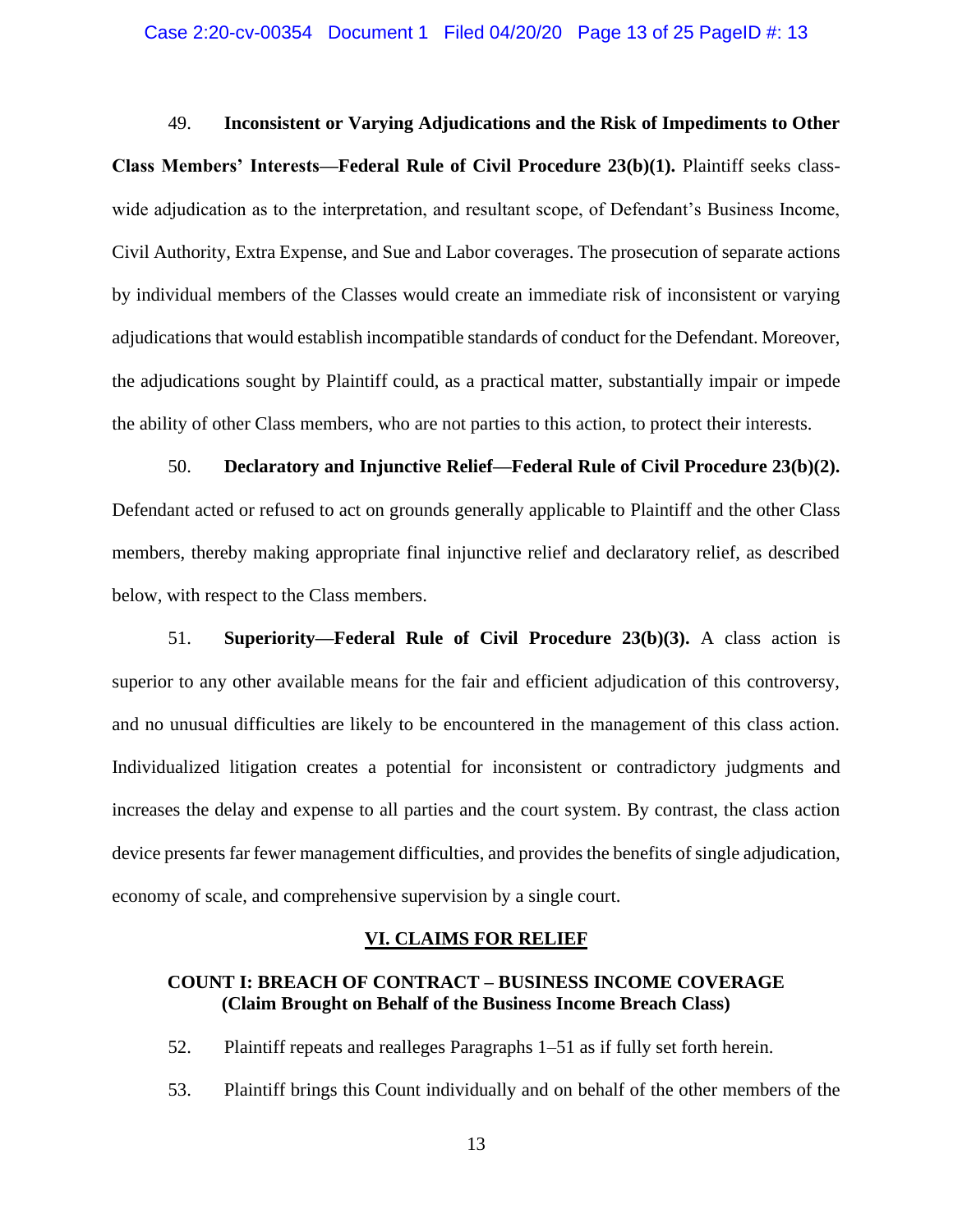49. **Inconsistent or Varying Adjudications and the Risk of Impediments to Other Class Members' Interests—Federal Rule of Civil Procedure 23(b)(1).** Plaintiff seeks class-wide adjudication as to the interpretation, and resultant scope, of Defendant's Business Income, Civil Authority, Extra Expense, and Sue and Labor coverages. The prosecution of separate actions by individual members of the Classes would create an immediate risk of inconsistent or varying adjudications that would establish incompatible standards of conduct for the Defendant. Moreover, the adjudications sought by Plaintiff could, as a practical matter, substantially impair or impede the ability of other Class members, who are not parties to this action, to protect their interests.

50. **Declaratory and Injunctive Relief—Federal Rule of Civil Procedure 23(b)(2).** Defendant acted or refused to act on grounds generally applicable to Plaintiff and the other Class members, thereby making appropriate final injunctive relief and declaratory relief, as described below, with respect to the Class members.

51. **Superiority—Federal Rule of Civil Procedure 23(b)(3).** A class action is superior to any other available means for the fair and efficient adjudication of this controversy, and no unusual difficulties are likely to be encountered in the management of this class action. Individualized litigation creates a potential for inconsistent or contradictory judgments and increases the delay and expense to all parties and the court system. By contrast, the class action device presents far fewer management difficulties, and provides the benefits of single adjudication, economy of scale, and comprehensive supervision by a single court.

## VI. CLAIMS FOR RELIEF

### COUNT I: BREACH OF CONTRACT – BUSINESS INCOME COVERAGE (Claim Brought on Behalf of the Business Income Breach Class)

52. Plaintiff repeats and realleges Paragraphs 1–51 as if fully set forth herein.

53. Plaintiff brings this Count individually and on behalf of the other members of the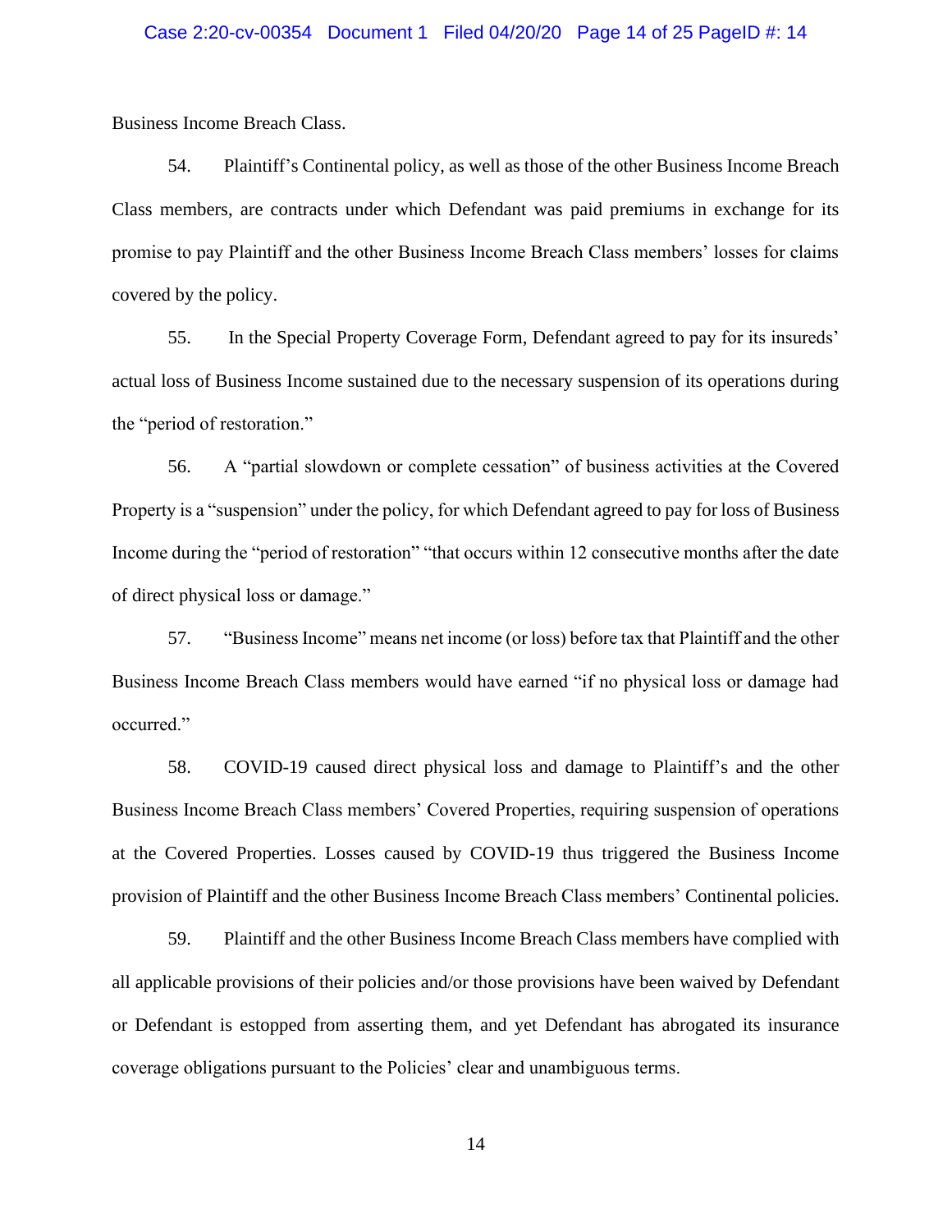Business Income Breach Class.

54. Plaintiff's Continental policy, as well as those of the other Business Income Breach Class members, are contracts under which Defendant was paid premiums in exchange for its promise to pay Plaintiff and the other Business Income Breach Class members' losses for claims covered by the policy.

55. In the Special Property Coverage Form, Defendant agreed to pay for its insureds' actual loss of Business Income sustained due to the necessary suspension of its operations during the "period of restoration."

56. A "partial slowdown or complete cessation" of business activities at the Covered Property is a "suspension" under the policy, for which Defendant agreed to pay for loss of Business Income during the "period of restoration" "that occurs within 12 consecutive months after the date of direct physical loss or damage."

57. "Business Income" means net income (or loss) before tax that Plaintiff and the other Business Income Breach Class members would have earned "if no physical loss or damage had occurred."

58. COVID-19 caused direct physical loss and damage to Plaintiff's and the other Business Income Breach Class members' Covered Properties, requiring suspension of operations at the Covered Properties. Losses caused by COVID-19 thus triggered the Business Income provision of Plaintiff and the other Business Income Breach Class members' Continental policies.

59. Plaintiff and the other Business Income Breach Class members have complied with all applicable provisions of their policies and/or those provisions have been waived by Defendant or Defendant is estopped from asserting them, and yet Defendant has abrogated its insurance coverage obligations pursuant to the Policies' clear and unambiguous terms.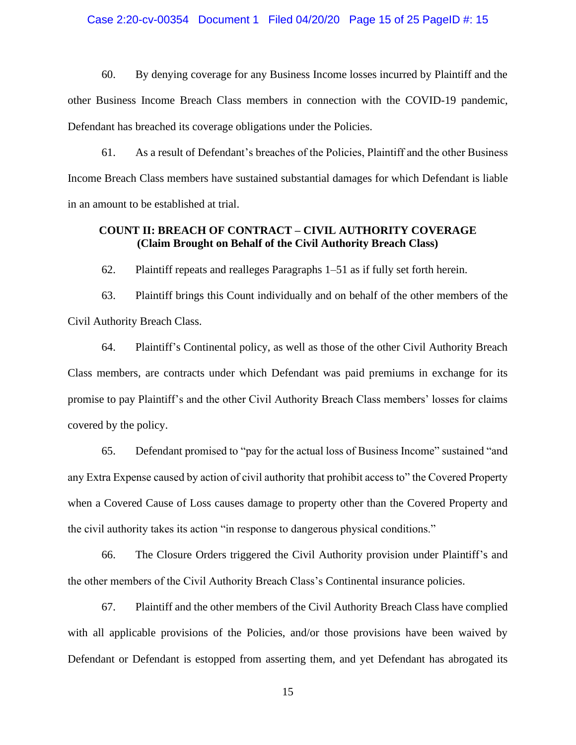60. By denying coverage for any Business Income losses incurred by Plaintiff and the other Business Income Breach Class members in connection with the COVID-19 pandemic, Defendant has breached its coverage obligations under the Policies.

61. As a result of Defendant's breaches of the Policies, Plaintiff and the other Business Income Breach Class members have sustained substantial damages for which Defendant is liable in an amount to be established at trial.

## COUNT II: BREACH OF CONTRACT – CIVIL AUTHORITY COVERAGE
**(Claim Brought on Behalf of the Civil Authority Breach Class)**

62. Plaintiff repeats and realleges Paragraphs 1–51 as if fully set forth herein.

63. Plaintiff brings this Count individually and on behalf of the other members of the Civil Authority Breach Class.

64. Plaintiff's Continental policy, as well as those of the other Civil Authority Breach Class members, are contracts under which Defendant was paid premiums in exchange for its promise to pay Plaintiff's and the other Civil Authority Breach Class members' losses for claims covered by the policy.

65. Defendant promised to "pay for the actual loss of Business Income" sustained "and any Extra Expense caused by action of civil authority that prohibit access to" the Covered Property when a Covered Cause of Loss causes damage to property other than the Covered Property and the civil authority takes its action "in response to dangerous physical conditions."

66. The Closure Orders triggered the Civil Authority provision under Plaintiff's and the other members of the Civil Authority Breach Class's Continental insurance policies.

67. Plaintiff and the other members of the Civil Authority Breach Class have complied with all applicable provisions of the Policies, and/or those provisions have been waived by Defendant or Defendant is estopped from asserting them, and yet Defendant has abrogated its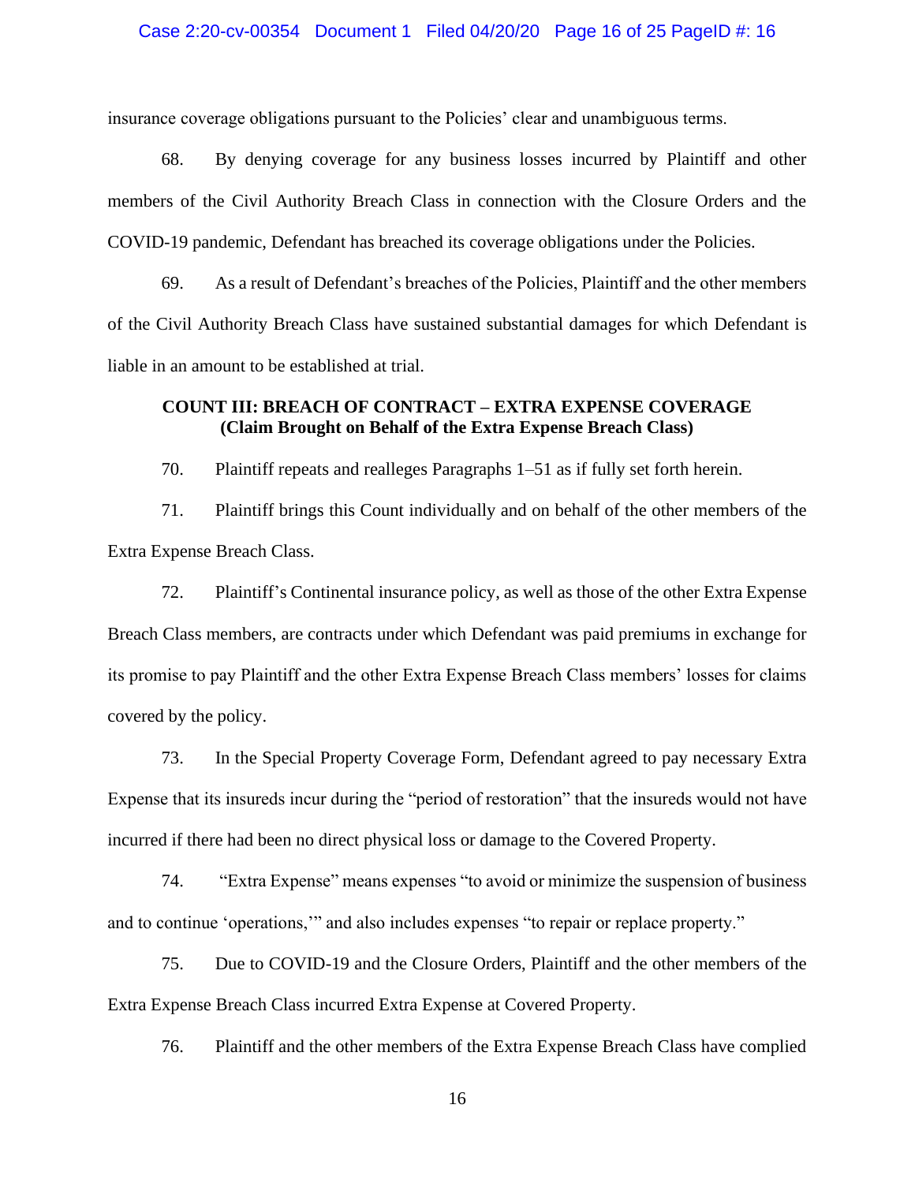insurance coverage obligations pursuant to the Policies' clear and unambiguous terms.

68. By denying coverage for any business losses incurred by Plaintiff and other members of the Civil Authority Breach Class in connection with the Closure Orders and the COVID-19 pandemic, Defendant has breached its coverage obligations under the Policies.

69. As a result of Defendant's breaches of the Policies, Plaintiff and the other members of the Civil Authority Breach Class have sustained substantial damages for which Defendant is liable in an amount to be established at trial.

**COUNT III: BREACH OF CONTRACT – EXTRA EXPENSE COVERAGE**
**(Claim Brought on Behalf of the Extra Expense Breach Class)**

70. Plaintiff repeats and realleges Paragraphs 1–51 as if fully set forth herein.

71. Plaintiff brings this Count individually and on behalf of the other members of the Extra Expense Breach Class.

72. Plaintiff's Continental insurance policy, as well as those of the other Extra Expense Breach Class members, are contracts under which Defendant was paid premiums in exchange for its promise to pay Plaintiff and the other Extra Expense Breach Class members' losses for claims covered by the policy.

73. In the Special Property Coverage Form, Defendant agreed to pay necessary Extra Expense that its insureds incur during the "period of restoration" that the insureds would not have incurred if there had been no direct physical loss or damage to the Covered Property.

74. "Extra Expense" means expenses "to avoid or minimize the suspension of business and to continue 'operations,'" and also includes expenses "to repair or replace property."

75. Due to COVID-19 and the Closure Orders, Plaintiff and the other members of the Extra Expense Breach Class incurred Extra Expense at Covered Property.

76. Plaintiff and the other members of the Extra Expense Breach Class have complied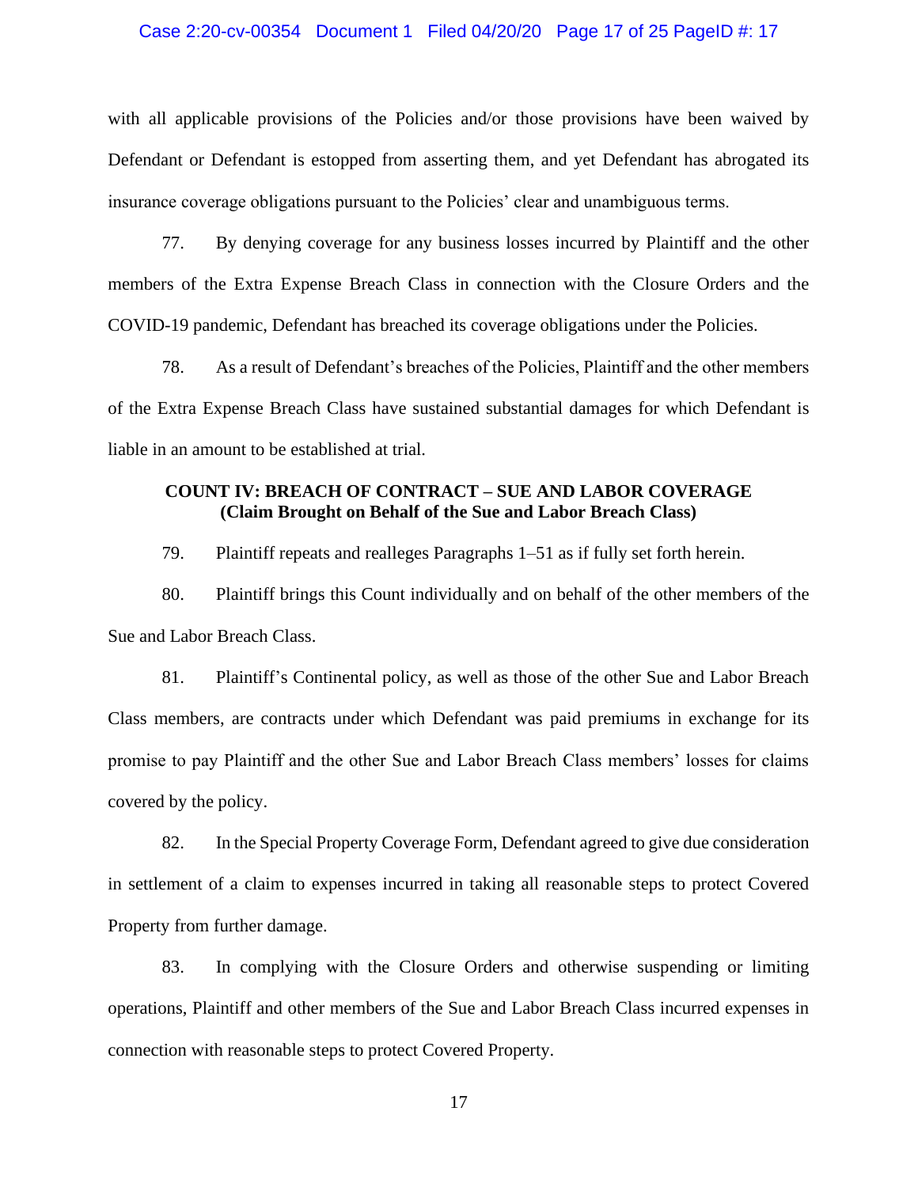with all applicable provisions of the Policies and/or those provisions have been waived by Defendant or Defendant is estopped from asserting them, and yet Defendant has abrogated its insurance coverage obligations pursuant to the Policies' clear and unambiguous terms.

77. By denying coverage for any business losses incurred by Plaintiff and the other members of the Extra Expense Breach Class in connection with the Closure Orders and the COVID-19 pandemic, Defendant has breached its coverage obligations under the Policies.

78. As a result of Defendant's breaches of the Policies, Plaintiff and the other members of the Extra Expense Breach Class have sustained substantial damages for which Defendant is liable in an amount to be established at trial.

**COUNT IV: BREACH OF CONTRACT – SUE AND LABOR COVERAGE**
**(Claim Brought on Behalf of the Sue and Labor Breach Class)**

79. Plaintiff repeats and realleges Paragraphs 1–51 as if fully set forth herein.

80. Plaintiff brings this Count individually and on behalf of the other members of the Sue and Labor Breach Class.

81. Plaintiff's Continental policy, as well as those of the other Sue and Labor Breach Class members, are contracts under which Defendant was paid premiums in exchange for its promise to pay Plaintiff and the other Sue and Labor Breach Class members' losses for claims covered by the policy.

82. In the Special Property Coverage Form, Defendant agreed to give due consideration in settlement of a claim to expenses incurred in taking all reasonable steps to protect Covered Property from further damage.

83. In complying with the Closure Orders and otherwise suspending or limiting operations, Plaintiff and other members of the Sue and Labor Breach Class incurred expenses in connection with reasonable steps to protect Covered Property.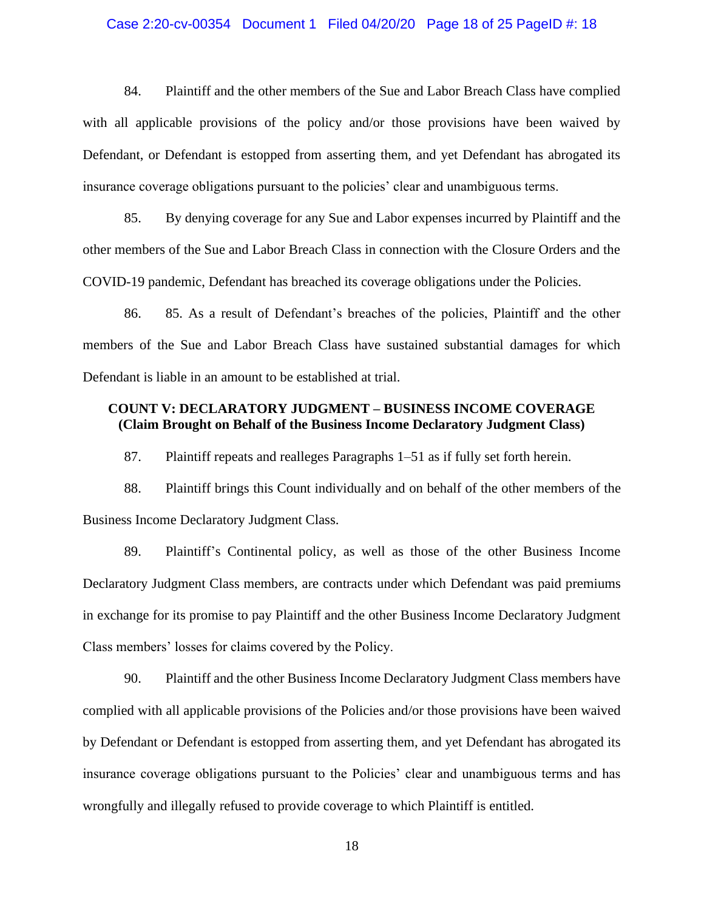84. Plaintiff and the other members of the Sue and Labor Breach Class have complied with all applicable provisions of the policy and/or those provisions have been waived by Defendant, or Defendant is estopped from asserting them, and yet Defendant has abrogated its insurance coverage obligations pursuant to the policies' clear and unambiguous terms.

85. By denying coverage for any Sue and Labor expenses incurred by Plaintiff and the other members of the Sue and Labor Breach Class in connection with the Closure Orders and the COVID-19 pandemic, Defendant has breached its coverage obligations under the Policies.

86. 85. As a result of Defendant's breaches of the policies, Plaintiff and the other members of the Sue and Labor Breach Class have sustained substantial damages for which Defendant is liable in an amount to be established at trial.

**COUNT V: DECLARATORY JUDGMENT – BUSINESS INCOME COVERAGE**
**(Claim Brought on Behalf of the Business Income Declaratory Judgment Class)**

87. Plaintiff repeats and realleges Paragraphs 1–51 as if fully set forth herein.

88. Plaintiff brings this Count individually and on behalf of the other members of the Business Income Declaratory Judgment Class.

89. Plaintiff's Continental policy, as well as those of the other Business Income Declaratory Judgment Class members, are contracts under which Defendant was paid premiums in exchange for its promise to pay Plaintiff and the other Business Income Declaratory Judgment Class members' losses for claims covered by the Policy.

90. Plaintiff and the other Business Income Declaratory Judgment Class members have complied with all applicable provisions of the Policies and/or those provisions have been waived by Defendant or Defendant is estopped from asserting them, and yet Defendant has abrogated its insurance coverage obligations pursuant to the Policies' clear and unambiguous terms and has wrongfully and illegally refused to provide coverage to which Plaintiff is entitled.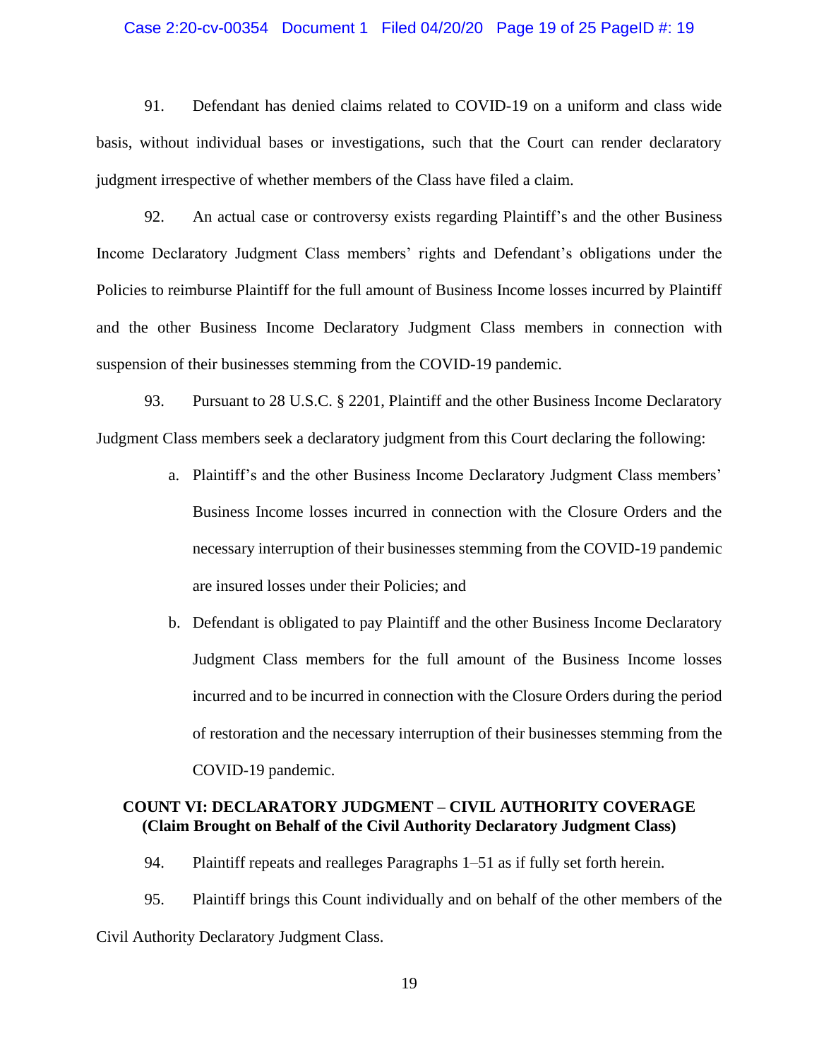91. Defendant has denied claims related to COVID-19 on a uniform and class wide basis, without individual bases or investigations, such that the Court can render declaratory judgment irrespective of whether members of the Class have filed a claim.

92. An actual case or controversy exists regarding Plaintiff's and the other Business Income Declaratory Judgment Class members' rights and Defendant's obligations under the Policies to reimburse Plaintiff for the full amount of Business Income losses incurred by Plaintiff and the other Business Income Declaratory Judgment Class members in connection with suspension of their businesses stemming from the COVID-19 pandemic.

93. Pursuant to 28 U.S.C. § 2201, Plaintiff and the other Business Income Declaratory Judgment Class members seek a declaratory judgment from this Court declaring the following:

a. Plaintiff's and the other Business Income Declaratory Judgment Class members' Business Income losses incurred in connection with the Closure Orders and the necessary interruption of their businesses stemming from the COVID-19 pandemic are insured losses under their Policies; and

b. Defendant is obligated to pay Plaintiff and the other Business Income Declaratory Judgment Class members for the full amount of the Business Income losses incurred and to be incurred in connection with the Closure Orders during the period of restoration and the necessary interruption of their businesses stemming from the COVID-19 pandemic.

**COUNT VI: DECLARATORY JUDGMENT – CIVIL AUTHORITY COVERAGE**
**(Claim Brought on Behalf of the Civil Authority Declaratory Judgment Class)**

94. Plaintiff repeats and realleges Paragraphs 1–51 as if fully set forth herein.

95. Plaintiff brings this Count individually and on behalf of the other members of the Civil Authority Declaratory Judgment Class.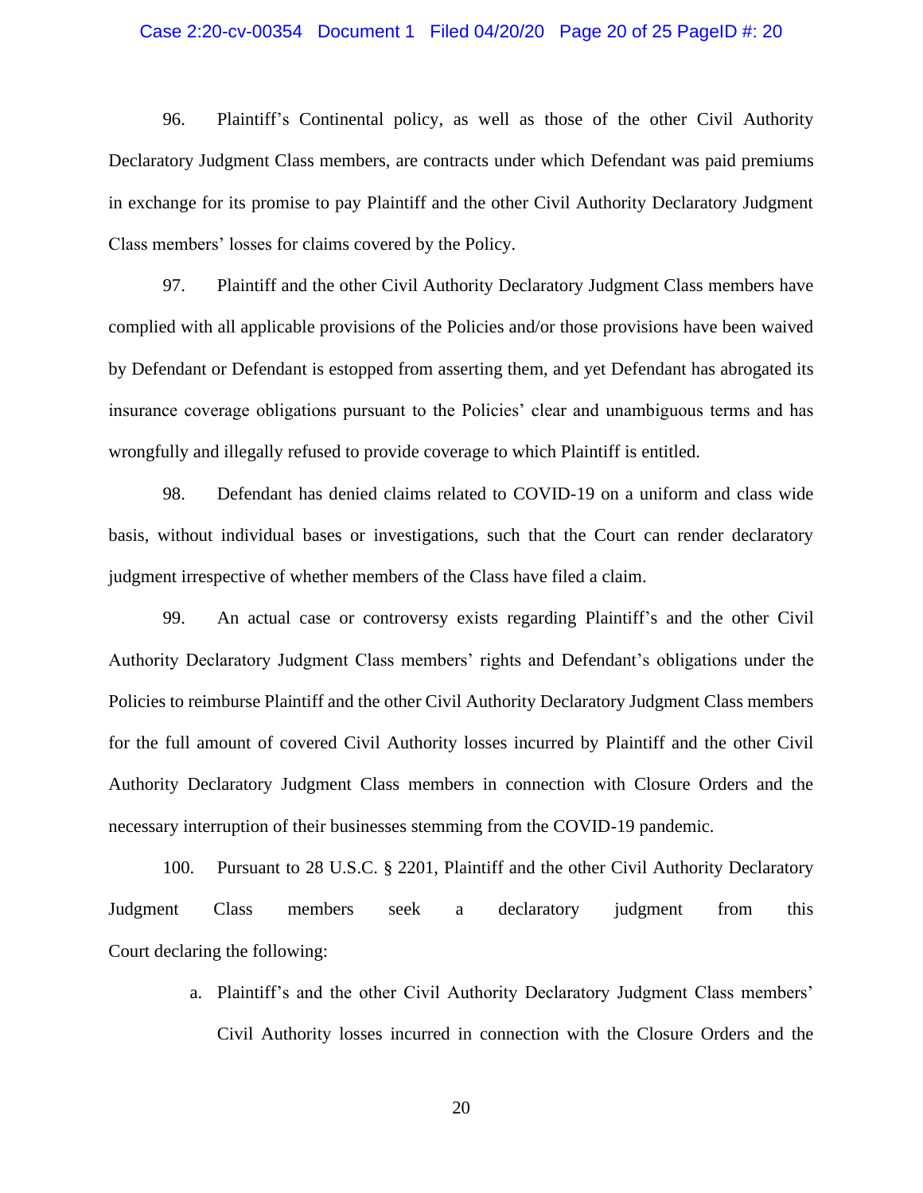96. Plaintiff's Continental policy, as well as those of the other Civil Authority Declaratory Judgment Class members, are contracts under which Defendant was paid premiums in exchange for its promise to pay Plaintiff and the other Civil Authority Declaratory Judgment Class members' losses for claims covered by the Policy.

97. Plaintiff and the other Civil Authority Declaratory Judgment Class members have complied with all applicable provisions of the Policies and/or those provisions have been waived by Defendant or Defendant is estopped from asserting them, and yet Defendant has abrogated its insurance coverage obligations pursuant to the Policies' clear and unambiguous terms and has wrongfully and illegally refused to provide coverage to which Plaintiff is entitled.

98. Defendant has denied claims related to COVID-19 on a uniform and class wide basis, without individual bases or investigations, such that the Court can render declaratory judgment irrespective of whether members of the Class have filed a claim.

99. An actual case or controversy exists regarding Plaintiff's and the other Civil Authority Declaratory Judgment Class members' rights and Defendant's obligations under the Policies to reimburse Plaintiff and the other Civil Authority Declaratory Judgment Class members for the full amount of covered Civil Authority losses incurred by Plaintiff and the other Civil Authority Declaratory Judgment Class members in connection with Closure Orders and the necessary interruption of their businesses stemming from the COVID-19 pandemic.

100. Pursuant to 28 U.S.C. § 2201, Plaintiff and the other Civil Authority Declaratory Judgment Class members seek a declaratory judgment from this Court declaring the following:

a. Plaintiff's and the other Civil Authority Declaratory Judgment Class members' Civil Authority losses incurred in connection with the Closure Orders and the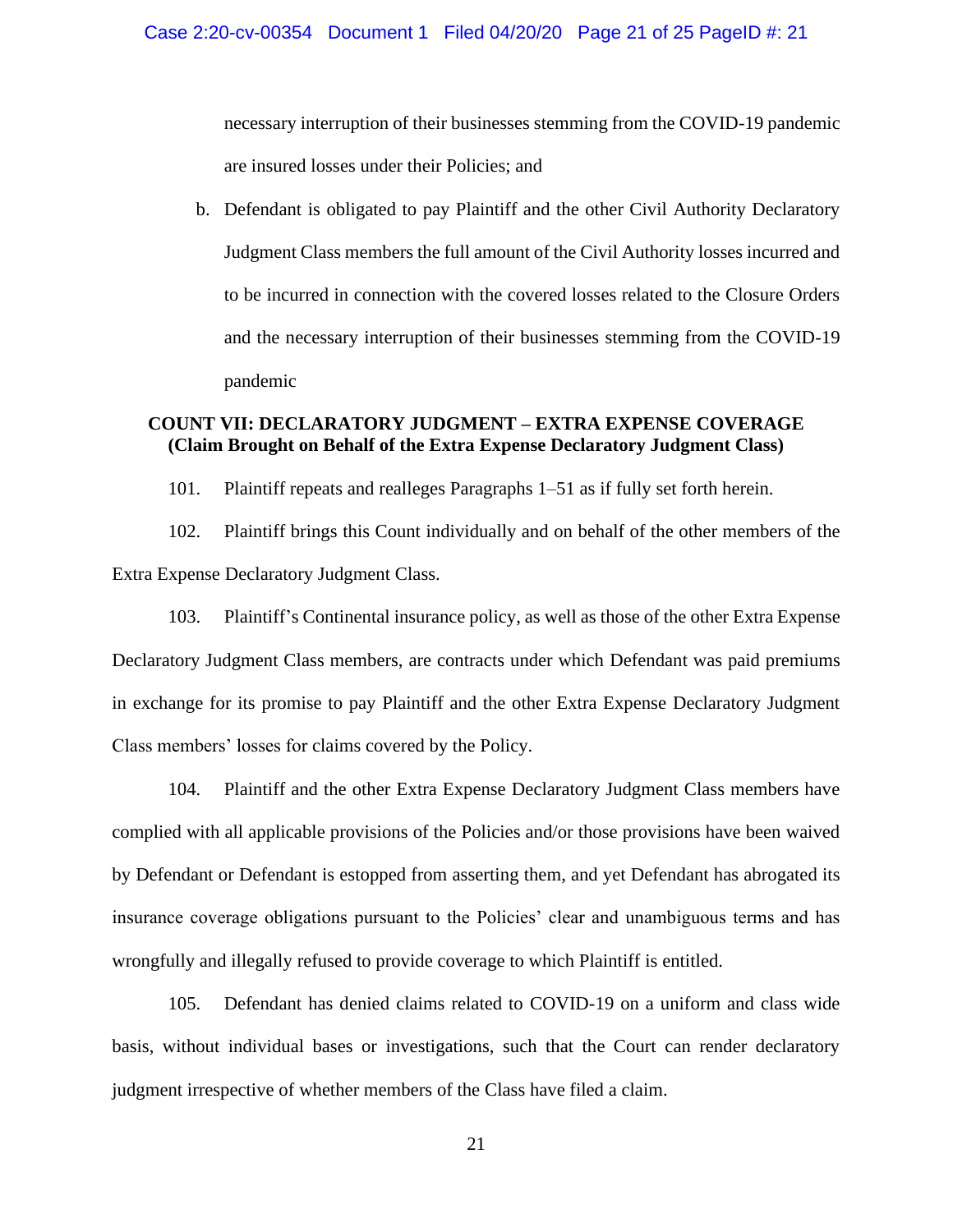necessary interruption of their businesses stemming from the COVID-19 pandemic are insured losses under their Policies; and

b. Defendant is obligated to pay Plaintiff and the other Civil Authority Declaratory Judgment Class members the full amount of the Civil Authority losses incurred and to be incurred in connection with the covered losses related to the Closure Orders and the necessary interruption of their businesses stemming from the COVID-19 pandemic

**COUNT VII: DECLARATORY JUDGMENT – EXTRA EXPENSE COVERAGE (Claim Brought on Behalf of the Extra Expense Declaratory Judgment Class)**

101. Plaintiff repeats and realleges Paragraphs 1–51 as if fully set forth herein.

102. Plaintiff brings this Count individually and on behalf of the other members of the Extra Expense Declaratory Judgment Class.

103. Plaintiff's Continental insurance policy, as well as those of the other Extra Expense Declaratory Judgment Class members, are contracts under which Defendant was paid premiums in exchange for its promise to pay Plaintiff and the other Extra Expense Declaratory Judgment Class members' losses for claims covered by the Policy.

104. Plaintiff and the other Extra Expense Declaratory Judgment Class members have complied with all applicable provisions of the Policies and/or those provisions have been waived by Defendant or Defendant is estopped from asserting them, and yet Defendant has abrogated its insurance coverage obligations pursuant to the Policies' clear and unambiguous terms and has wrongfully and illegally refused to provide coverage to which Plaintiff is entitled.

105. Defendant has denied claims related to COVID-19 on a uniform and class wide basis, without individual bases or investigations, such that the Court can render declaratory judgment irrespective of whether members of the Class have filed a claim.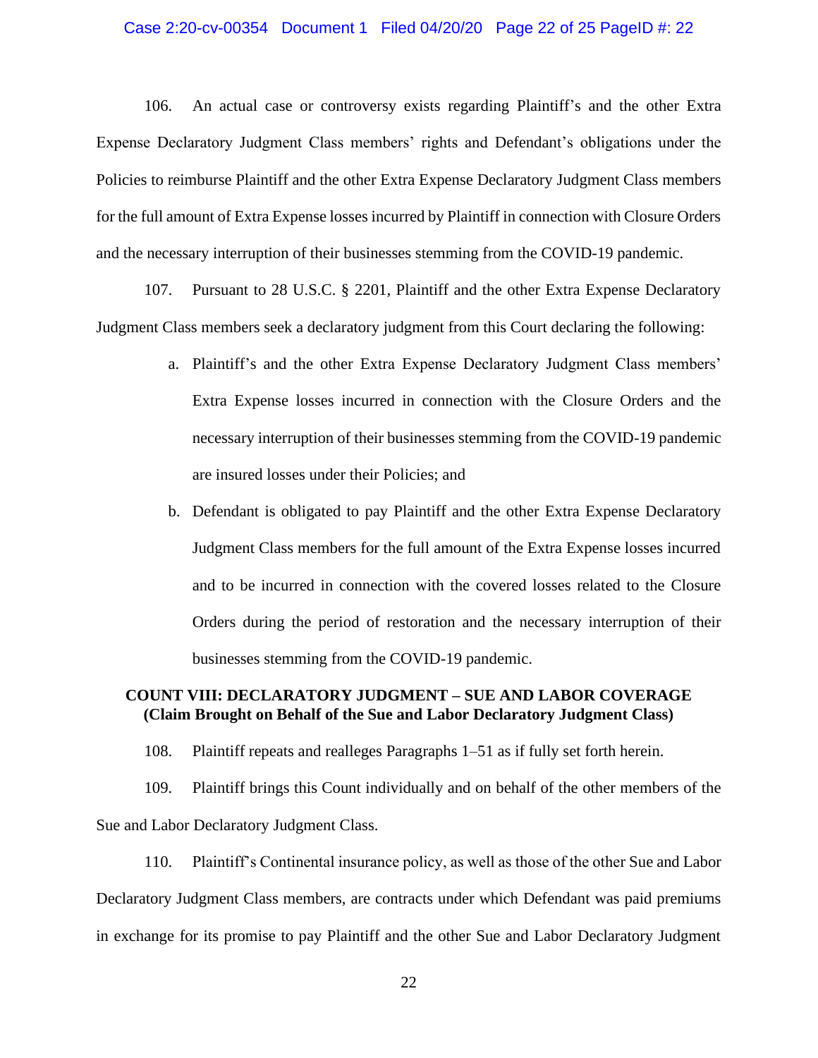106. An actual case or controversy exists regarding Plaintiff's and the other Extra Expense Declaratory Judgment Class members' rights and Defendant's obligations under the Policies to reimburse Plaintiff and the other Extra Expense Declaratory Judgment Class members for the full amount of Extra Expense losses incurred by Plaintiff in connection with Closure Orders and the necessary interruption of their businesses stemming from the COVID-19 pandemic.

107. Pursuant to 28 U.S.C. § 2201, Plaintiff and the other Extra Expense Declaratory Judgment Class members seek a declaratory judgment from this Court declaring the following:

a. Plaintiff's and the other Extra Expense Declaratory Judgment Class members' Extra Expense losses incurred in connection with the Closure Orders and the necessary interruption of their businesses stemming from the COVID-19 pandemic are insured losses under their Policies; and

b. Defendant is obligated to pay Plaintiff and the other Extra Expense Declaratory Judgment Class members for the full amount of the Extra Expense losses incurred and to be incurred in connection with the covered losses related to the Closure Orders during the period of restoration and the necessary interruption of their businesses stemming from the COVID-19 pandemic.

**COUNT VIII: DECLARATORY JUDGMENT – SUE AND LABOR COVERAGE**
**(Claim Brought on Behalf of the Sue and Labor Declaratory Judgment Class)**

108. Plaintiff repeats and realleges Paragraphs 1–51 as if fully set forth herein.

109. Plaintiff brings this Count individually and on behalf of the other members of the Sue and Labor Declaratory Judgment Class.

110. Plaintiff's Continental insurance policy, as well as those of the other Sue and Labor Declaratory Judgment Class members, are contracts under which Defendant was paid premiums in exchange for its promise to pay Plaintiff and the other Sue and Labor Declaratory Judgment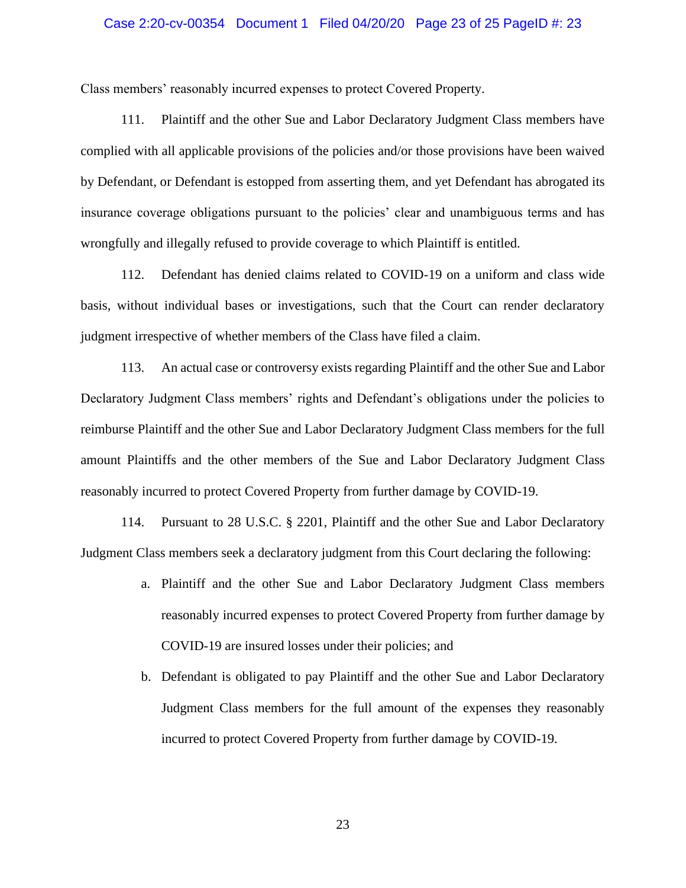Class members' reasonably incurred expenses to protect Covered Property.

111. Plaintiff and the other Sue and Labor Declaratory Judgment Class members have complied with all applicable provisions of the policies and/or those provisions have been waived by Defendant, or Defendant is estopped from asserting them, and yet Defendant has abrogated its insurance coverage obligations pursuant to the policies' clear and unambiguous terms and has wrongfully and illegally refused to provide coverage to which Plaintiff is entitled.

112. Defendant has denied claims related to COVID-19 on a uniform and class wide basis, without individual bases or investigations, such that the Court can render declaratory judgment irrespective of whether members of the Class have filed a claim.

113. An actual case or controversy exists regarding Plaintiff and the other Sue and Labor Declaratory Judgment Class members' rights and Defendant's obligations under the policies to reimburse Plaintiff and the other Sue and Labor Declaratory Judgment Class members for the full amount Plaintiffs and the other members of the Sue and Labor Declaratory Judgment Class reasonably incurred to protect Covered Property from further damage by COVID-19.

114. Pursuant to 28 U.S.C. § 2201, Plaintiff and the other Sue and Labor Declaratory Judgment Class members seek a declaratory judgment from this Court declaring the following:

a. Plaintiff and the other Sue and Labor Declaratory Judgment Class members reasonably incurred expenses to protect Covered Property from further damage by COVID-19 are insured losses under their policies; and

b. Defendant is obligated to pay Plaintiff and the other Sue and Labor Declaratory Judgment Class members for the full amount of the expenses they reasonably incurred to protect Covered Property from further damage by COVID-19.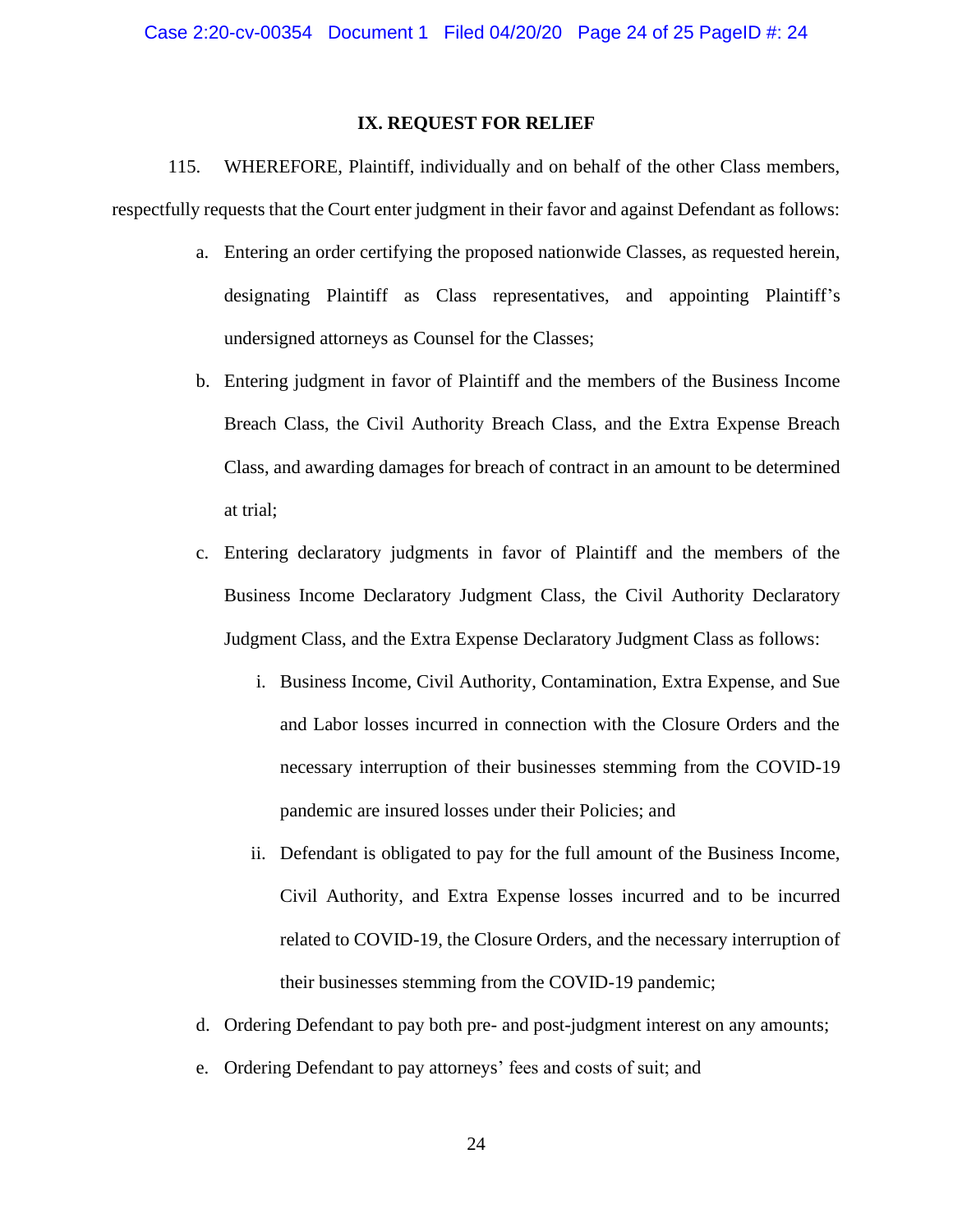## IX. REQUEST FOR RELIEF

115. WHEREFORE, Plaintiff, individually and on behalf of the other Class members, respectfully requests that the Court enter judgment in their favor and against Defendant as follows:

a. Entering an order certifying the proposed nationwide Classes, as requested herein, designating Plaintiff as Class representatives, and appointing Plaintiff's undersigned attorneys as Counsel for the Classes;

b. Entering judgment in favor of Plaintiff and the members of the Business Income Breach Class, the Civil Authority Breach Class, and the Extra Expense Breach Class, and awarding damages for breach of contract in an amount to be determined at trial;

c. Entering declaratory judgments in favor of Plaintiff and the members of the Business Income Declaratory Judgment Class, the Civil Authority Declaratory Judgment Class, and the Extra Expense Declaratory Judgment Class as follows:

   i. Business Income, Civil Authority, Contamination, Extra Expense, and Sue and Labor losses incurred in connection with the Closure Orders and the necessary interruption of their businesses stemming from the COVID-19 pandemic are insured losses under their Policies; and

   ii. Defendant is obligated to pay for the full amount of the Business Income, Civil Authority, and Extra Expense losses incurred and to be incurred related to COVID-19, the Closure Orders, and the necessary interruption of their businesses stemming from the COVID-19 pandemic;

d. Ordering Defendant to pay both pre- and post-judgment interest on any amounts;

e. Ordering Defendant to pay attorneys' fees and costs of suit; and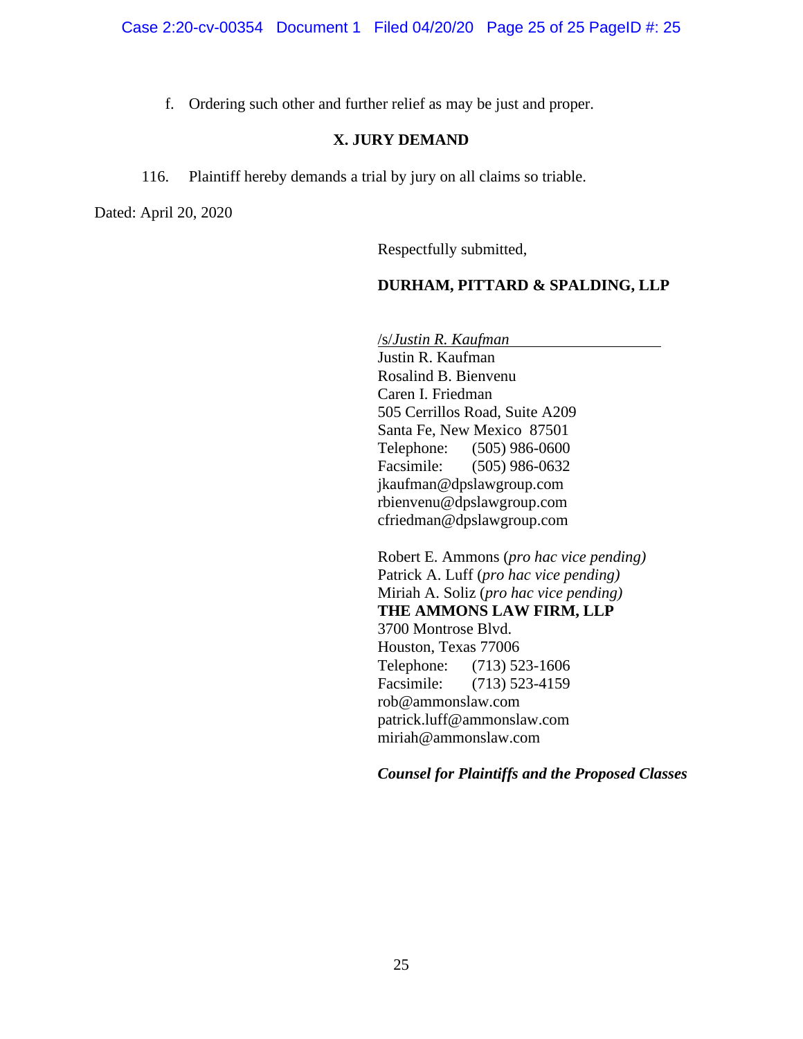f. Ordering such other and further relief as may be just and proper.

## X. JURY DEMAND

116. Plaintiff hereby demands a trial by jury on all claims so triable.

Dated: April 20, 2020

Respectfully submitted,

**DURHAM, PITTARD & SPALDING, LLP**

/s/*Justin R. Kaufman*
Justin R. Kaufman
Rosalind B. Bienvenu
Caren I. Friedman
505 Cerrillos Road, Suite A209
Santa Fe, New Mexico 87501
Telephone: (505) 986-0600
Facsimile: (505) 986-0632
jkaufman@dpslawgroup.com
rbienvenu@dpslawgroup.com
cfriedman@dpslawgroup.com

Robert E. Ammons (*pro hac vice pending)*
Patrick A. Luff (*pro hac vice pending)*
Miriah A. Soliz (*pro hac vice pending)*
**THE AMMONS LAW FIRM, LLP**
3700 Montrose Blvd.
Houston, Texas 77006
Telephone: (713) 523-1606
Facsimile: (713) 523-4159
rob@ammonslaw.com
patrick.luff@ammonslaw.com
miriah@ammonslaw.com

***Counsel for Plaintiffs and the Proposed Classes***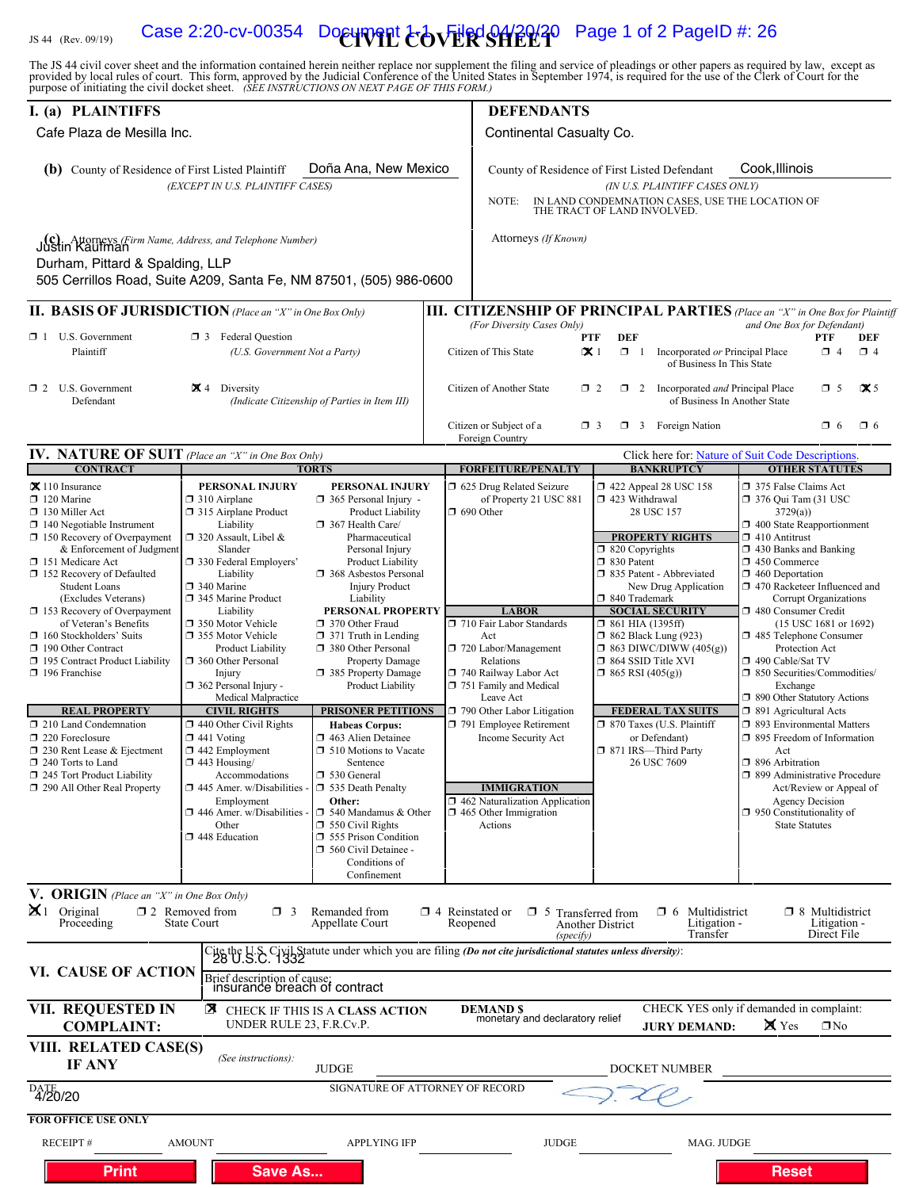JS 44 (Rev. 09/19)

# CIVIL COVER SHEET

The JS 44 civil cover sheet and the information contained herein neither replace nor supplement the filing and service of pleadings or other papers as required by law, except as provided by local rules of court. This form, approved by the Judicial Conference of the United States in September 1974, is required for the use of the Clerk of Court for the purpose of initiating the civil docket sheet. *(SEE INSTRUCTIONS ON NEXT PAGE OF THIS FORM.)*

## I. (a) PLAINTIFFS

Cafe Plaza de Mesilla Inc.

**(b)** County of Residence of First Listed Plaintiff: Doña Ana, New Mexico
*(EXCEPT IN U.S. PLAINTIFF CASES)*

**(c)** Attorneys *(Firm Name, Address, and Telephone Number)*
Justin Kaufman
Durham, Pittard & Spalding, LLP
505 Cerrillos Road, Suite A209, Santa Fe, NM 87501, (505) 986-0600

## DEFENDANTS

Continental Casualty Co.

County of Residence of First Listed Defendant: Cook, Illinois
*(IN U.S. PLAINTIFF CASES ONLY)*

NOTE: IN LAND CONDEMNATION CASES, USE THE LOCATION OF THE TRACT OF LAND INVOLVED.

Attorneys *(If Known)*

## II. BASIS OF JURISDICTION *(Place an "X" in One Box Only)*

- ☐ 1 U.S. Government Plaintiff
- ☐ 3 Federal Question *(U.S. Government Not a Party)*
- ☐ 2 U.S. Government Defendant
- ☒ 4 Diversity *(Indicate Citizenship of Parties in Item III)*

## III. CITIZENSHIP OF PRINCIPAL PARTIES *(Place an "X" in One Box for Plaintiff and One Box for Defendant)* *(For Diversity Cases Only)*

| | PTF | DEF | | PTF | DEF |
|---|---|---|---|---|---|
| Citizen of This State | ☒ 1 | ☐ 1 | Incorporated *or* Principal Place of Business In This State | ☐ 4 | ☐ 4 |
| Citizen of Another State | ☐ 2 | ☐ 2 | Incorporated *and* Principal Place of Business In Another State | ☐ 5 | ☒ 5 |
| Citizen or Subject of a Foreign Country | ☐ 3 | ☐ 3 | Foreign Nation | ☐ 6 | ☐ 6 |

## IV. NATURE OF SUIT *(Place an "X" in One Box Only)*

Click here for: Nature of Suit Code Descriptions.

**CONTRACT**
- ☒ 110 Insurance
- ☐ 120 Marine
- ☐ 130 Miller Act
- ☐ 140 Negotiable Instrument
- ☐ 150 Recovery of Overpayment & Enforcement of Judgment
- ☐ 151 Medicare Act
- ☐ 152 Recovery of Defaulted Student Loans (Excludes Veterans)
- ☐ 153 Recovery of Overpayment of Veteran's Benefits
- ☐ 160 Stockholders' Suits
- ☐ 190 Other Contract
- ☐ 195 Contract Product Liability
- ☐ 196 Franchise

**REAL PROPERTY**
- ☐ 210 Land Condemnation
- ☐ 220 Foreclosure
- ☐ 230 Rent Lease & Ejectment
- ☐ 240 Torts to Land
- ☐ 245 Tort Product Liability
- ☐ 290 All Other Real Property

**TORTS — PERSONAL INJURY**
- ☐ 310 Airplane
- ☐ 315 Airplane Product Liability
- ☐ 320 Assault, Libel & Slander
- ☐ 330 Federal Employers' Liability
- ☐ 340 Marine
- ☐ 345 Marine Product Liability
- ☐ 350 Motor Vehicle
- ☐ 355 Motor Vehicle Product Liability
- ☐ 360 Other Personal Injury
- ☐ 362 Personal Injury - Medical Malpractice

**PERSONAL INJURY**
- ☐ 365 Personal Injury - Product Liability
- ☐ 367 Health Care/ Pharmaceutical Personal Injury Product Liability
- ☐ 368 Asbestos Personal Injury Product Liability

**PERSONAL PROPERTY**
- ☐ 370 Other Fraud
- ☐ 371 Truth in Lending
- ☐ 380 Other Personal Property Damage
- ☐ 385 Property Damage Product Liability

**CIVIL RIGHTS**
- ☐ 440 Other Civil Rights
- ☐ 441 Voting
- ☐ 442 Employment
- ☐ 443 Housing/ Accommodations
- ☐ 445 Amer. w/Disabilities - Employment
- ☐ 446 Amer. w/Disabilities - Other
- ☐ 448 Education

**PRISONER PETITIONS**
Habeas Corpus:
- ☐ 463 Alien Detainee
- ☐ 510 Motions to Vacate Sentence
- ☐ 530 General
- ☐ 535 Death Penalty

Other:
- ☐ 540 Mandamus & Other
- ☐ 550 Civil Rights
- ☐ 555 Prison Condition
- ☐ 560 Civil Detainee - Conditions of Confinement

**FORFEITURE/PENALTY**
- ☐ 625 Drug Related Seizure of Property 21 USC 881
- ☐ 690 Other

**LABOR**
- ☐ 710 Fair Labor Standards Act
- ☐ 720 Labor/Management Relations
- ☐ 740 Railway Labor Act
- ☐ 751 Family and Medical Leave Act
- ☐ 790 Other Labor Litigation
- ☐ 791 Employee Retirement Income Security Act

**IMMIGRATION**
- ☐ 462 Naturalization Application
- ☐ 465 Other Immigration Actions

**BANKRUPTCY**
- ☐ 422 Appeal 28 USC 158
- ☐ 423 Withdrawal 28 USC 157

**PROPERTY RIGHTS**
- ☐ 820 Copyrights
- ☐ 830 Patent
- ☐ 835 Patent - Abbreviated New Drug Application
- ☐ 840 Trademark

**SOCIAL SECURITY**
- ☐ 861 HIA (1395ff)
- ☐ 862 Black Lung (923)
- ☐ 863 DIWC/DIWW (405(g))
- ☐ 864 SSID Title XVI
- ☐ 865 RSI (405(g))

**FEDERAL TAX SUITS**
- ☐ 870 Taxes (U.S. Plaintiff or Defendant)
- ☐ 871 IRS—Third Party 26 USC 7609

**OTHER STATUTES**
- ☐ 375 False Claims Act
- ☐ 376 Qui Tam (31 USC 3729(a))
- ☐ 400 State Reapportionment
- ☐ 410 Antitrust
- ☐ 430 Banks and Banking
- ☐ 450 Commerce
- ☐ 460 Deportation
- ☐ 470 Racketeer Influenced and Corrupt Organizations
- ☐ 480 Consumer Credit (15 USC 1681 or 1692)
- ☐ 485 Telephone Consumer Protection Act
- ☐ 490 Cable/Sat TV
- ☐ 850 Securities/Commodities/ Exchange
- ☐ 890 Other Statutory Actions
- ☐ 891 Agricultural Acts
- ☐ 893 Environmental Matters
- ☐ 895 Freedom of Information Act
- ☐ 896 Arbitration
- ☐ 899 Administrative Procedure Act/Review or Appeal of Agency Decision
- ☐ 950 Constitutionality of State Statutes

## V. ORIGIN *(Place an "X" in One Box Only)*

- ☒ 1 Original Proceeding
- ☐ 2 Removed from State Court
- ☐ 3 Remanded from Appellate Court
- ☐ 4 Reinstated or Reopened
- ☐ 5 Transferred from Another District *(specify)*
- ☐ 6 Multidistrict Litigation - Transfer
- ☐ 8 Multidistrict Litigation - Direct File

## VI. CAUSE OF ACTION

Cite the U.S. Civil Statute under which you are filing *(Do not cite jurisdictional statutes unless diversity)*: 28 U.S.C. 1332

Brief description of cause: insurance breach of contract

## VII. REQUESTED IN COMPLAINT:

☒ CHECK IF THIS IS A CLASS ACTION UNDER RULE 23, F.R.Cv.P.

DEMAND $ monetary and declaratory relief

CHECK YES only if demanded in complaint: JURY DEMAND: ☒ Yes ☐ No

## VIII. RELATED CASE(S) IF ANY

*(See instructions):* JUDGE DOCKET NUMBER

DATE: 4/20/20

SIGNATURE OF ATTORNEY OF RECORD

**FOR OFFICE USE ONLY**

RECEIPT # AMOUNT APPLYING IFP JUDGE MAG. JUDGE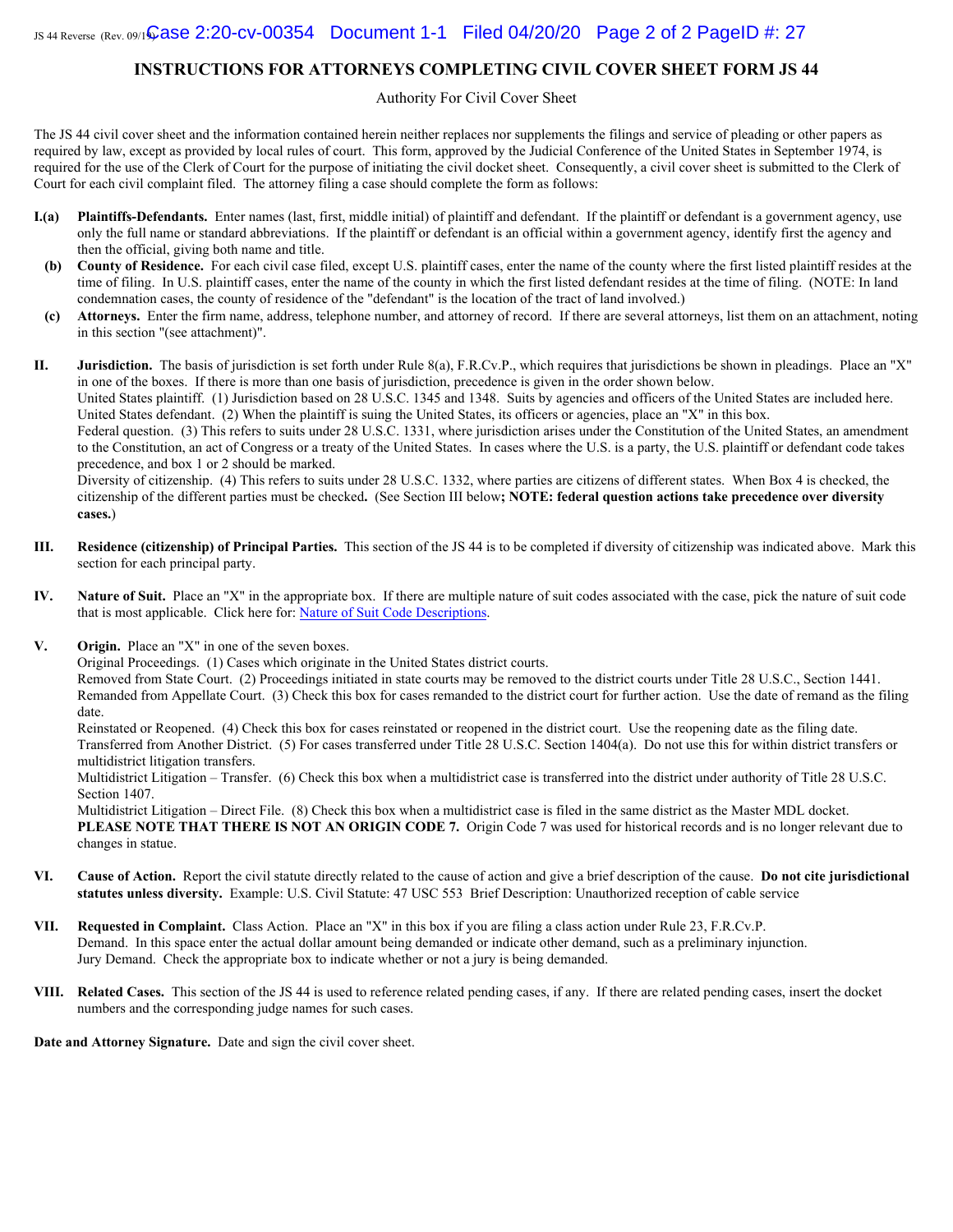# INSTRUCTIONS FOR ATTORNEYS COMPLETING CIVIL COVER SHEET FORM JS 44

Authority For Civil Cover Sheet

The JS 44 civil cover sheet and the information contained herein neither replaces nor supplements the filings and service of pleading or other papers as required by law, except as provided by local rules of court. This form, approved by the Judicial Conference of the United States in September 1974, is required for the use of the Clerk of Court for the purpose of initiating the civil docket sheet. Consequently, a civil cover sheet is submitted to the Clerk of Court for each civil complaint filed. The attorney filing a case should complete the form as follows:

**I.(a)** **Plaintiffs-Defendants.** Enter names (last, first, middle initial) of plaintiff and defendant. If the plaintiff or defendant is a government agency, use only the full name or standard abbreviations. If the plaintiff or defendant is an official within a government agency, identify first the agency and then the official, giving both name and title.

**(b)** **County of Residence.** For each civil case filed, except U.S. plaintiff cases, enter the name of the county where the first listed plaintiff resides at the time of filing. In U.S. plaintiff cases, enter the name of the county in which the first listed defendant resides at the time of filing. (NOTE: In land condemnation cases, the county of residence of the "defendant" is the location of the tract of land involved.)

**(c)** **Attorneys.** Enter the firm name, address, telephone number, and attorney of record. If there are several attorneys, list them on an attachment, noting in this section "(see attachment)".

**II.** **Jurisdiction.** The basis of jurisdiction is set forth under Rule 8(a), F.R.Cv.P., which requires that jurisdictions be shown in pleadings. Place an "X" in one of the boxes. If there is more than one basis of jurisdiction, precedence is given in the order shown below.
United States plaintiff. (1) Jurisdiction based on 28 U.S.C. 1345 and 1348. Suits by agencies and officers of the United States are included here.
United States defendant. (2) When the plaintiff is suing the United States, its officers or agencies, place an "X" in this box.
Federal question. (3) This refers to suits under 28 U.S.C. 1331, where jurisdiction arises under the Constitution of the United States, an amendment to the Constitution, an act of Congress or a treaty of the United States. In cases where the U.S. is a party, the U.S. plaintiff or defendant code takes precedence, and box 1 or 2 should be marked.
Diversity of citizenship. (4) This refers to suits under 28 U.S.C. 1332, where parties are citizens of different states. When Box 4 is checked, the citizenship of the different parties must be checked**.** (See Section III below**; NOTE: federal question actions take precedence over diversity cases.**)

**III.** **Residence (citizenship) of Principal Parties.** This section of the JS 44 is to be completed if diversity of citizenship was indicated above. Mark this section for each principal party.

**IV.** **Nature of Suit.** Place an "X" in the appropriate box. If there are multiple nature of suit codes associated with the case, pick the nature of suit code that is most applicable. Click here for: Nature of Suit Code Descriptions.

**V.** **Origin.** Place an "X" in one of the seven boxes.
Original Proceedings. (1) Cases which originate in the United States district courts.
Removed from State Court. (2) Proceedings initiated in state courts may be removed to the district courts under Title 28 U.S.C., Section 1441.
Remanded from Appellate Court. (3) Check this box for cases remanded to the district court for further action. Use the date of remand as the filing date.
Reinstated or Reopened. (4) Check this box for cases reinstated or reopened in the district court. Use the reopening date as the filing date.
Transferred from Another District. (5) For cases transferred under Title 28 U.S.C. Section 1404(a). Do not use this for within district transfers or multidistrict litigation transfers.
Multidistrict Litigation – Transfer. (6) Check this box when a multidistrict case is transferred into the district under authority of Title 28 U.S.C. Section 1407.
Multidistrict Litigation – Direct File. (8) Check this box when a multidistrict case is filed in the same district as the Master MDL docket.
**PLEASE NOTE THAT THERE IS NOT AN ORIGIN CODE 7.** Origin Code 7 was used for historical records and is no longer relevant due to changes in statue.

**VI.** **Cause of Action.** Report the civil statute directly related to the cause of action and give a brief description of the cause. **Do not cite jurisdictional statutes unless diversity.** Example: U.S. Civil Statute: 47 USC 553 Brief Description: Unauthorized reception of cable service

**VII.** **Requested in Complaint.** Class Action. Place an "X" in this box if you are filing a class action under Rule 23, F.R.Cv.P.
Demand. In this space enter the actual dollar amount being demanded or indicate other demand, such as a preliminary injunction.
Jury Demand. Check the appropriate box to indicate whether or not a jury is being demanded.

**VIII.** **Related Cases.** This section of the JS 44 is used to reference related pending cases, if any. If there are related pending cases, insert the docket numbers and the corresponding judge names for such cases.

**Date and Attorney Signature.** Date and sign the civil cover sheet.